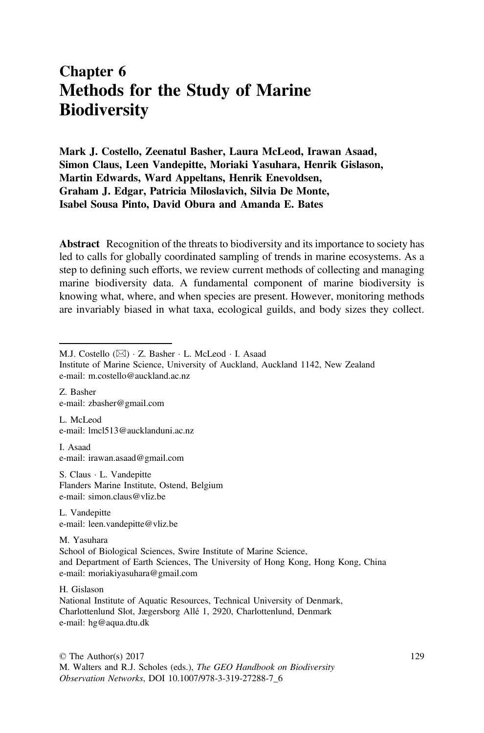# Chapter 6
# Methods for the Study of Marine Biodiversity

**Mark J. Costello, Zeenatul Basher, Laura McLeod, Irawan Asaad, Simon Claus, Leen Vandepitte, Moriaki Yasuhara, Henrik Gislason, Martin Edwards, Ward Appeltans, Henrik Enevoldsen, Graham J. Edgar, Patricia Miloslavich, Silvia De Monte, Isabel Sousa Pinto, David Obura and Amanda E. Bates**

**Abstract** Recognition of the threats to biodiversity and its importance to society has led to calls for globally coordinated sampling of trends in marine ecosystems. As a step to defining such efforts, we review current methods of collecting and managing marine biodiversity data. A fundamental component of marine biodiversity is knowing what, where, and when species are present. However, monitoring methods are invariably biased in what taxa, ecological guilds, and body sizes they collect.

---

M.J. Costello (✉) · Z. Basher · L. McLeod · I. Asaad
Institute of Marine Science, University of Auckland, Auckland 1142, New Zealand
e-mail: m.costello@auckland.ac.nz

Z. Basher
e-mail: zbasher@gmail.com

L. McLeod
e-mail: lmcl513@aucklanduni.ac.nz

I. Asaad
e-mail: irawan.asaad@gmail.com

S. Claus · L. Vandepitte
Flanders Marine Institute, Ostend, Belgium
e-mail: simon.claus@vliz.be

L. Vandepitte
e-mail: leen.vandepitte@vliz.be

M. Yasuhara
School of Biological Sciences, Swire Institute of Marine Science, and Department of Earth Sciences, The University of Hong Kong, Hong Kong, China
e-mail: moriakiyasuhara@gmail.com

H. Gislason
National Institute of Aquatic Resources, Technical University of Denmark, Charlottenlund Slot, Jægersborg Allé 1, 2920, Charlottenlund, Denmark
e-mail: hg@aqua.dtu.dk

© The Author(s) 2017
M. Walters and R.J. Scholes (eds.), *The GEO Handbook on Biodiversity Observation Networks*, DOI 10.1007/978-3-319-27288-7_6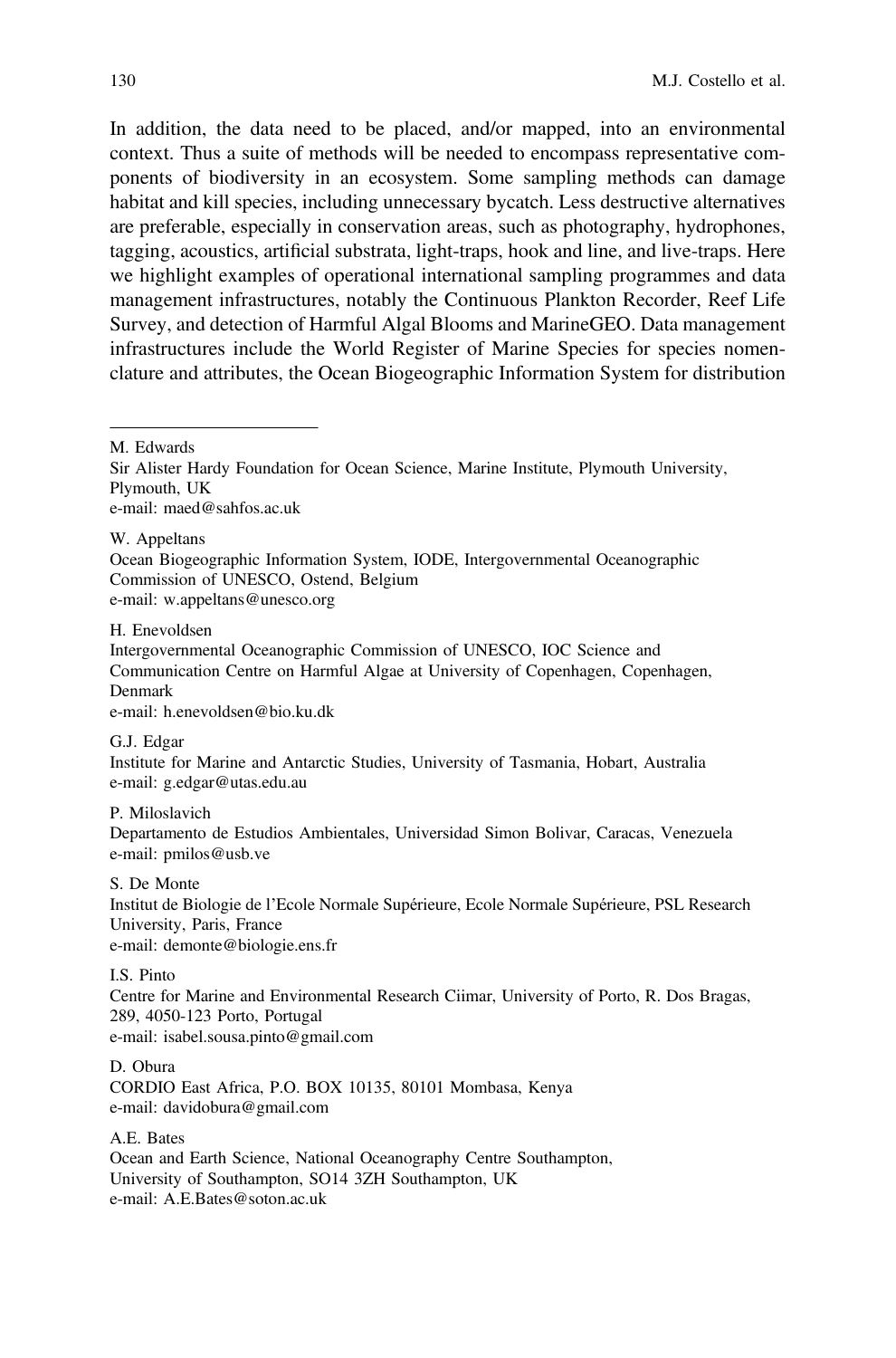In addition, the data need to be placed, and/or mapped, into an environmental context. Thus a suite of methods will be needed to encompass representative components of biodiversity in an ecosystem. Some sampling methods can damage habitat and kill species, including unnecessary bycatch. Less destructive alternatives are preferable, especially in conservation areas, such as photography, hydrophones, tagging, acoustics, artificial substrata, light-traps, hook and line, and live-traps. Here we highlight examples of operational international sampling programmes and data management infrastructures, notably the Continuous Plankton Recorder, Reef Life Survey, and detection of Harmful Algal Blooms and MarineGEO. Data management infrastructures include the World Register of Marine Species for species nomenclature and attributes, the Ocean Biogeographic Information System for distribution

---

M. Edwards
Sir Alister Hardy Foundation for Ocean Science, Marine Institute, Plymouth University, Plymouth, UK
e-mail: maed@sahfos.ac.uk

W. Appeltans
Ocean Biogeographic Information System, IODE, Intergovernmental Oceanographic Commission of UNESCO, Ostend, Belgium
e-mail: w.appeltans@unesco.org

H. Enevoldsen
Intergovernmental Oceanographic Commission of UNESCO, IOC Science and Communication Centre on Harmful Algae at University of Copenhagen, Copenhagen, Denmark
e-mail: h.enevoldsen@bio.ku.dk

G.J. Edgar
Institute for Marine and Antarctic Studies, University of Tasmania, Hobart, Australia
e-mail: g.edgar@utas.edu.au

P. Miloslavich
Departamento de Estudios Ambientales, Universidad Simon Bolivar, Caracas, Venezuela
e-mail: pmilos@usb.ve

S. De Monte
Institut de Biologie de l'Ecole Normale Supérieure, Ecole Normale Supérieure, PSL Research University, Paris, France
e-mail: demonte@biologie.ens.fr

I.S. Pinto
Centre for Marine and Environmental Research Ciimar, University of Porto, R. Dos Bragas, 289, 4050-123 Porto, Portugal
e-mail: isabel.sousa.pinto@gmail.com

D. Obura
CORDIO East Africa, P.O. BOX 10135, 80101 Mombasa, Kenya
e-mail: davidobura@gmail.com

A.E. Bates
Ocean and Earth Science, National Oceanography Centre Southampton, University of Southampton, SO14 3ZH Southampton, UK
e-mail: A.E.Bates@soton.ac.uk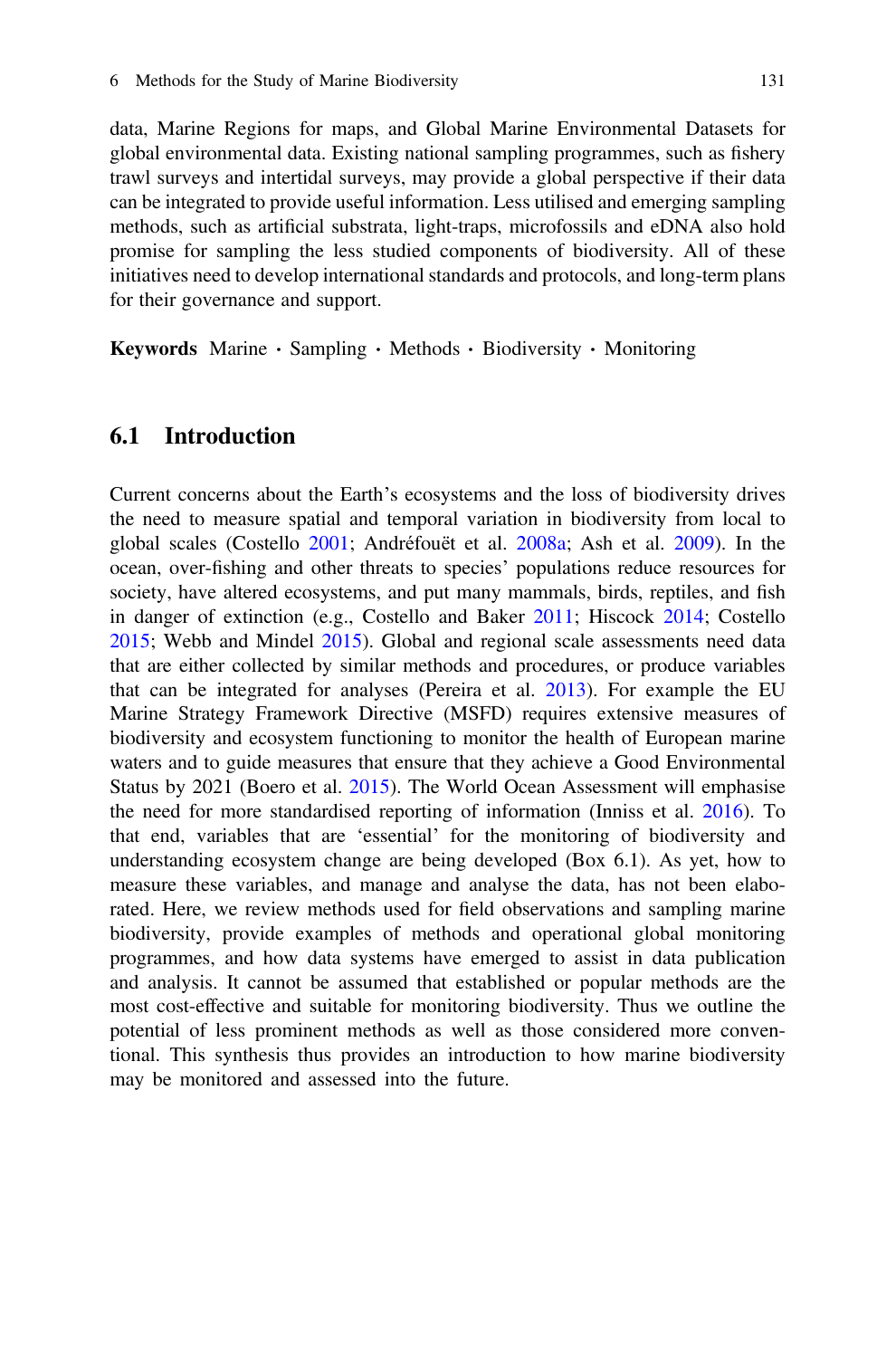data, Marine Regions for maps, and Global Marine Environmental Datasets for global environmental data. Existing national sampling programmes, such as fishery trawl surveys and intertidal surveys, may provide a global perspective if their data can be integrated to provide useful information. Less utilised and emerging sampling methods, such as artificial substrata, light-traps, microfossils and eDNA also hold promise for sampling the less studied components of biodiversity. All of these initiatives need to develop international standards and protocols, and long-term plans for their governance and support.

**Keywords** Marine · Sampling · Methods · Biodiversity · Monitoring

## 6.1 Introduction

Current concerns about the Earth's ecosystems and the loss of biodiversity drives the need to measure spatial and temporal variation in biodiversity from local to global scales (Costello 2001; Andréfouët et al. 2008a; Ash et al. 2009). In the ocean, over-fishing and other threats to species' populations reduce resources for society, have altered ecosystems, and put many mammals, birds, reptiles, and fish in danger of extinction (e.g., Costello and Baker 2011; Hiscock 2014; Costello 2015; Webb and Mindel 2015). Global and regional scale assessments need data that are either collected by similar methods and procedures, or produce variables that can be integrated for analyses (Pereira et al. 2013). For example the EU Marine Strategy Framework Directive (MSFD) requires extensive measures of biodiversity and ecosystem functioning to monitor the health of European marine waters and to guide measures that ensure that they achieve a Good Environmental Status by 2021 (Boero et al. 2015). The World Ocean Assessment will emphasise the need for more standardised reporting of information (Inniss et al. 2016). To that end, variables that are 'essential' for the monitoring of biodiversity and understanding ecosystem change are being developed (Box 6.1). As yet, how to measure these variables, and manage and analyse the data, has not been elaborated. Here, we review methods used for field observations and sampling marine biodiversity, provide examples of methods and operational global monitoring programmes, and how data systems have emerged to assist in data publication and analysis. It cannot be assumed that established or popular methods are the most cost-effective and suitable for monitoring biodiversity. Thus we outline the potential of less prominent methods as well as those considered more conventional. This synthesis thus provides an introduction to how marine biodiversity may be monitored and assessed into the future.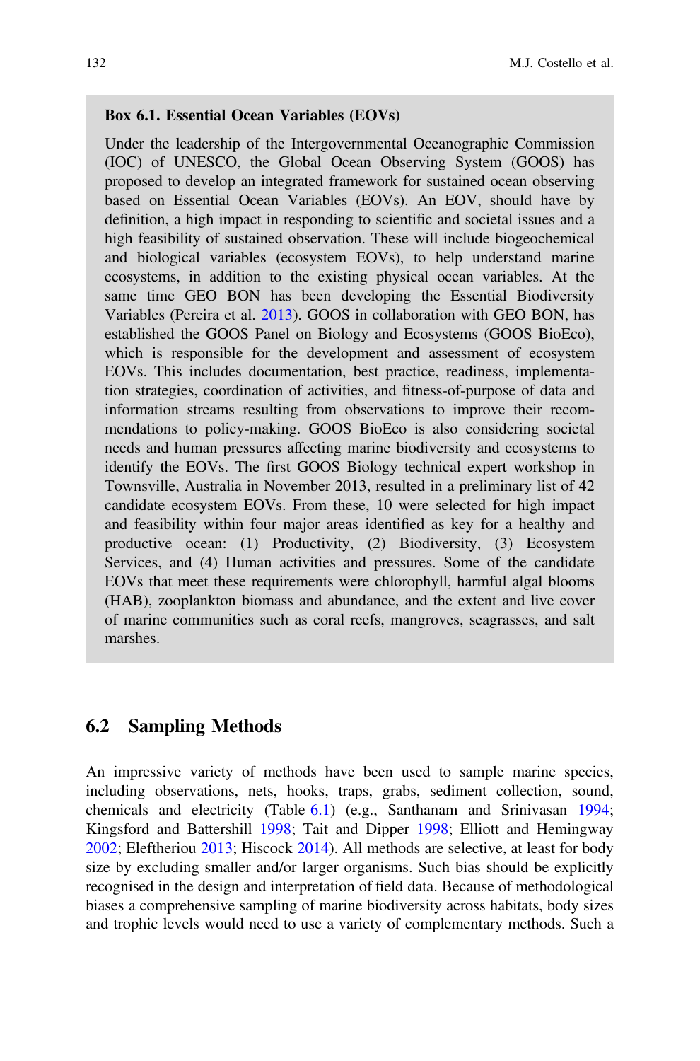**Box 6.1. Essential Ocean Variables (EOVs)**

Under the leadership of the Intergovernmental Oceanographic Commission (IOC) of UNESCO, the Global Ocean Observing System (GOOS) has proposed to develop an integrated framework for sustained ocean observing based on Essential Ocean Variables (EOVs). An EOV, should have by definition, a high impact in responding to scientific and societal issues and a high feasibility of sustained observation. These will include biogeochemical and biological variables (ecosystem EOVs), to help understand marine ecosystems, in addition to the existing physical ocean variables. At the same time GEO BON has been developing the Essential Biodiversity Variables (Pereira et al. 2013). GOOS in collaboration with GEO BON, has established the GOOS Panel on Biology and Ecosystems (GOOS BioEco), which is responsible for the development and assessment of ecosystem EOVs. This includes documentation, best practice, readiness, implementation strategies, coordination of activities, and fitness-of-purpose of data and information streams resulting from observations to improve their recommendations to policy-making. GOOS BioEco is also considering societal needs and human pressures affecting marine biodiversity and ecosystems to identify the EOVs. The first GOOS Biology technical expert workshop in Townsville, Australia in November 2013, resulted in a preliminary list of 42 candidate ecosystem EOVs. From these, 10 were selected for high impact and feasibility within four major areas identified as key for a healthy and productive ocean: (1) Productivity, (2) Biodiversity, (3) Ecosystem Services, and (4) Human activities and pressures. Some of the candidate EOVs that meet these requirements were chlorophyll, harmful algal blooms (HAB), zooplankton biomass and abundance, and the extent and live cover of marine communities such as coral reefs, mangroves, seagrasses, and salt marshes.

## 6.2 Sampling Methods

An impressive variety of methods have been used to sample marine species, including observations, nets, hooks, traps, grabs, sediment collection, sound, chemicals and electricity (Table 6.1) (e.g., Santhanam and Srinivasan 1994; Kingsford and Battershill 1998; Tait and Dipper 1998; Elliott and Hemingway 2002; Eleftheriou 2013; Hiscock 2014). All methods are selective, at least for body size by excluding smaller and/or larger organisms. Such bias should be explicitly recognised in the design and interpretation of field data. Because of methodological biases a comprehensive sampling of marine biodiversity across habitats, body sizes and trophic levels would need to use a variety of complementary methods. Such a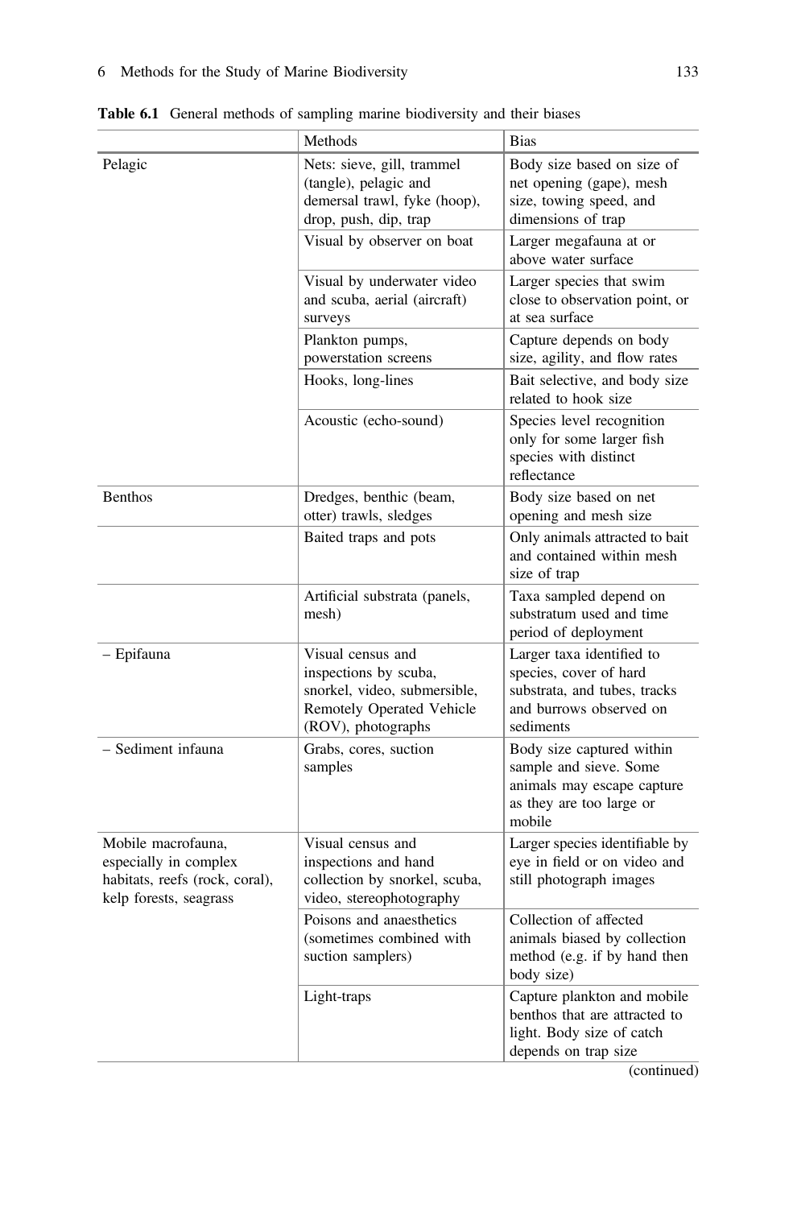**Table 6.1** General methods of sampling marine biodiversity and their biases

| | Methods | Bias |
|---|---|---|
| Pelagic | Nets: sieve, gill, trammel (tangle), pelagic and demersal trawl, fyke (hoop), drop, push, dip, trap | Body size based on size of net opening (gape), mesh size, towing speed, and dimensions of trap |
| | Visual by observer on boat | Larger megafauna at or above water surface |
| | Visual by underwater video and scuba, aerial (aircraft) surveys | Larger species that swim close to observation point, or at sea surface |
| | Plankton pumps, powerstation screens | Capture depends on body size, agility, and flow rates |
| | Hooks, long-lines | Bait selective, and body size related to hook size |
| | Acoustic (echo-sound) | Species level recognition only for some larger fish species with distinct reflectance |
| Benthos | Dredges, benthic (beam, otter) trawls, sledges | Body size based on net opening and mesh size |
| | Baited traps and pots | Only animals attracted to bait and contained within mesh size of trap |
| | Artificial substrata (panels, mesh) | Taxa sampled depend on substratum used and time period of deployment |
| – Epifauna | Visual census and inspections by scuba, snorkel, video, submersible, Remotely Operated Vehicle (ROV), photographs | Larger taxa identified to species, cover of hard substrata, and tubes, tracks and burrows observed on sediments |
| – Sediment infauna | Grabs, cores, suction samples | Body size captured within sample and sieve. Some animals may escape capture as they are too large or mobile |
| Mobile macrofauna, especially in complex habitats, reefs (rock, coral), kelp forests, seagrass | Visual census and inspections and hand collection by snorkel, scuba, video, stereophotography | Larger species identifiable by eye in field or on video and still photograph images |
| | Poisons and anaesthetics (sometimes combined with suction samplers) | Collection of affected animals biased by collection method (e.g. if by hand then body size) |
| | Light-traps | Capture plankton and mobile benthos that are attracted to light. Body size of catch depends on trap size |

(continued)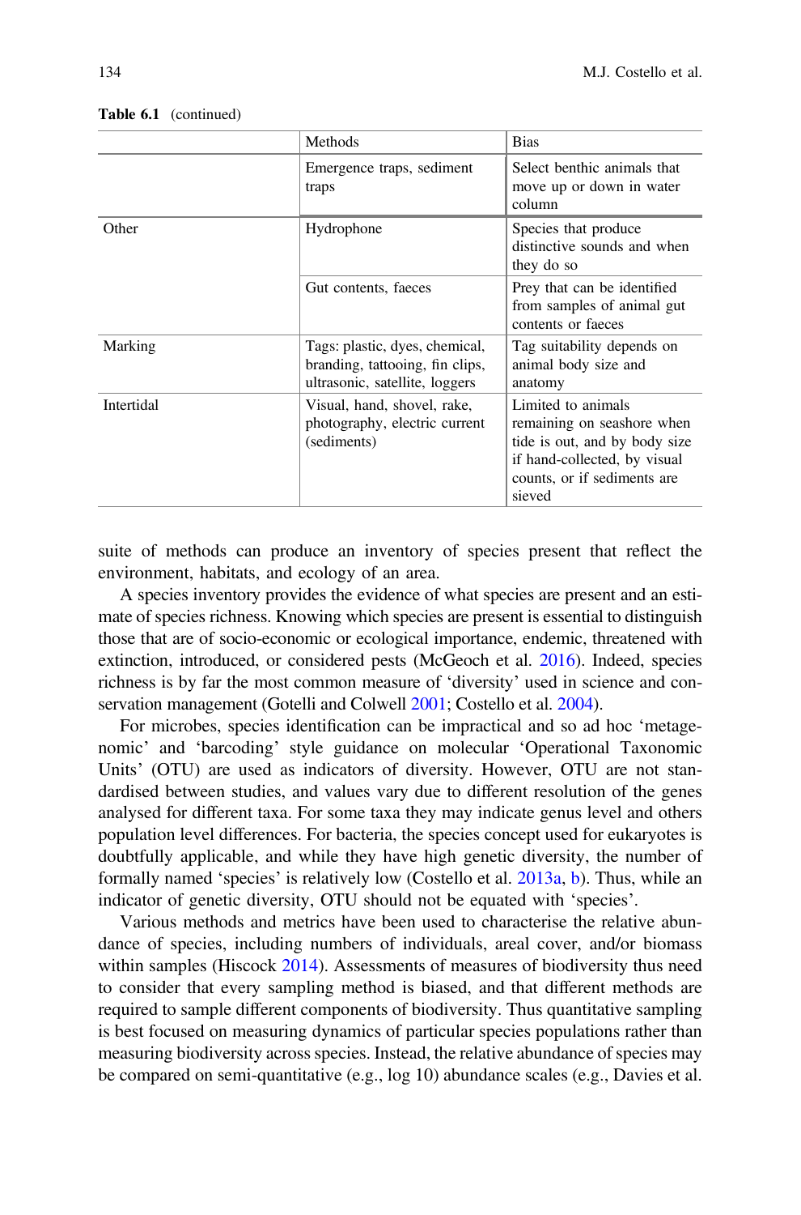**Table 6.1** (continued)

| | Methods | Bias |
|---|---|---|
| | Emergence traps, sediment traps | Select benthic animals that move up or down in water column |
| Other | Hydrophone | Species that produce distinctive sounds and when they do so |
| | Gut contents, faeces | Prey that can be identified from samples of animal gut contents or faeces |
| Marking | Tags: plastic, dyes, chemical, branding, tattooing, fin clips, ultrasonic, satellite, loggers | Tag suitability depends on animal body size and anatomy |
| Intertidal | Visual, hand, shovel, rake, photography, electric current (sediments) | Limited to animals remaining on seashore when tide is out, and by body size if hand-collected, by visual counts, or if sediments are sieved |

suite of methods can produce an inventory of species present that reflect the environment, habitats, and ecology of an area.

A species inventory provides the evidence of what species are present and an estimate of species richness. Knowing which species are present is essential to distinguish those that are of socio-economic or ecological importance, endemic, threatened with extinction, introduced, or considered pests (McGeoch et al. 2016). Indeed, species richness is by far the most common measure of 'diversity' used in science and conservation management (Gotelli and Colwell 2001; Costello et al. 2004).

For microbes, species identification can be impractical and so ad hoc 'metagenomic' and 'barcoding' style guidance on molecular 'Operational Taxonomic Units' (OTU) are used as indicators of diversity. However, OTU are not standardised between studies, and values vary due to different resolution of the genes analysed for different taxa. For some taxa they may indicate genus level and others population level differences. For bacteria, the species concept used for eukaryotes is doubtfully applicable, and while they have high genetic diversity, the number of formally named 'species' is relatively low (Costello et al. 2013a, b). Thus, while an indicator of genetic diversity, OTU should not be equated with 'species'.

Various methods and metrics have been used to characterise the relative abundance of species, including numbers of individuals, areal cover, and/or biomass within samples (Hiscock 2014). Assessments of measures of biodiversity thus need to consider that every sampling method is biased, and that different methods are required to sample different components of biodiversity. Thus quantitative sampling is best focused on measuring dynamics of particular species populations rather than measuring biodiversity across species. Instead, the relative abundance of species may be compared on semi-quantitative (e.g., log 10) abundance scales (e.g., Davies et al.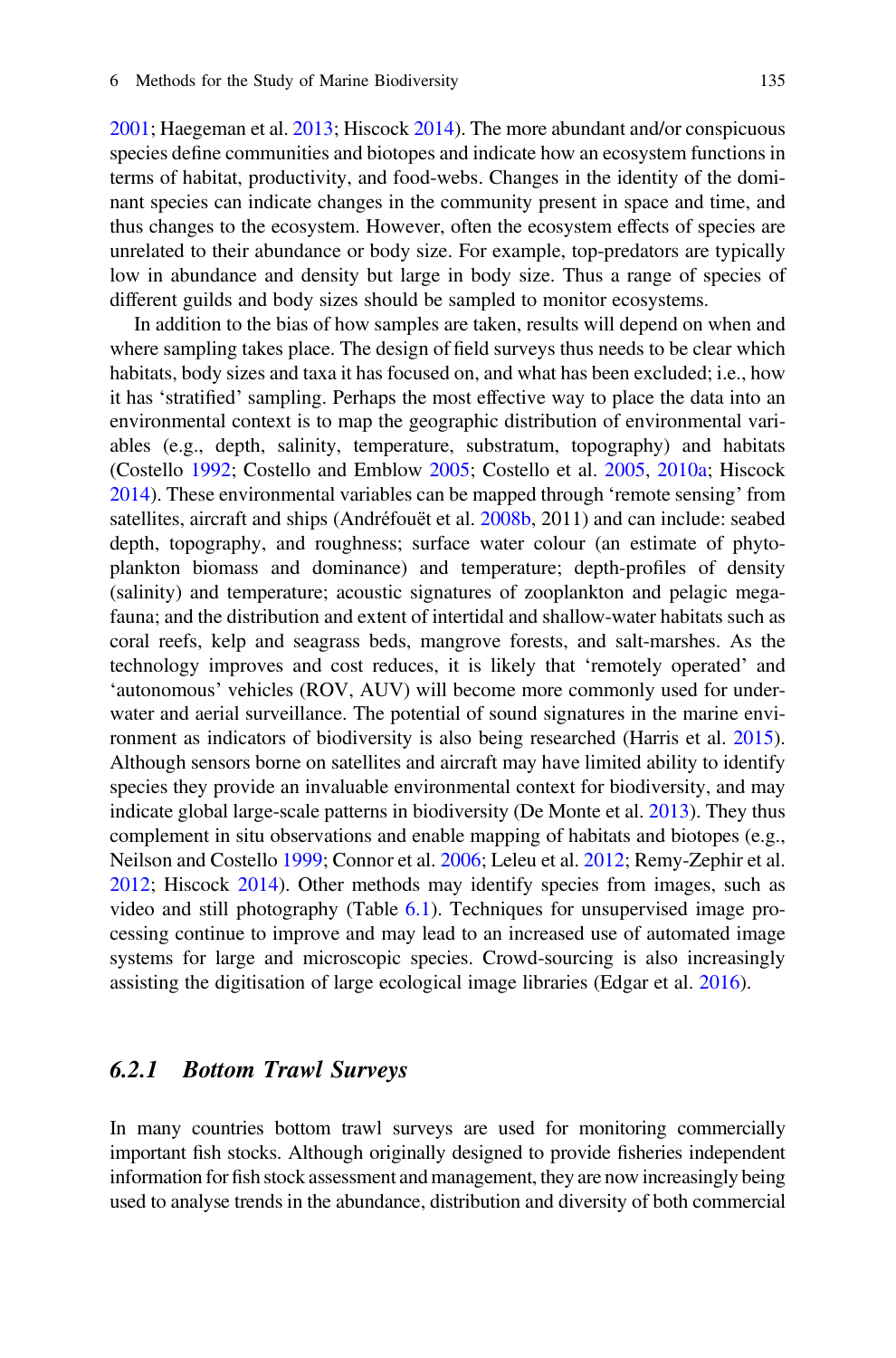2001; Haegeman et al. 2013; Hiscock 2014). The more abundant and/or conspicuous species define communities and biotopes and indicate how an ecosystem functions in terms of habitat, productivity, and food-webs. Changes in the identity of the dominant species can indicate changes in the community present in space and time, and thus changes to the ecosystem. However, often the ecosystem effects of species are unrelated to their abundance or body size. For example, top-predators are typically low in abundance and density but large in body size. Thus a range of species of different guilds and body sizes should be sampled to monitor ecosystems.

In addition to the bias of how samples are taken, results will depend on when and where sampling takes place. The design of field surveys thus needs to be clear which habitats, body sizes and taxa it has focused on, and what has been excluded; i.e., how it has 'stratified' sampling. Perhaps the most effective way to place the data into an environmental context is to map the geographic distribution of environmental variables (e.g., depth, salinity, temperature, substratum, topography) and habitats (Costello 1992; Costello and Emblow 2005; Costello et al. 2005, 2010a; Hiscock 2014). These environmental variables can be mapped through 'remote sensing' from satellites, aircraft and ships (Andréfouët et al. 2008b, 2011) and can include: seabed depth, topography, and roughness; surface water colour (an estimate of phytoplankton biomass and dominance) and temperature; depth-profiles of density (salinity) and temperature; acoustic signatures of zooplankton and pelagic megafauna; and the distribution and extent of intertidal and shallow-water habitats such as coral reefs, kelp and seagrass beds, mangrove forests, and salt-marshes. As the technology improves and cost reduces, it is likely that 'remotely operated' and 'autonomous' vehicles (ROV, AUV) will become more commonly used for underwater and aerial surveillance. The potential of sound signatures in the marine environment as indicators of biodiversity is also being researched (Harris et al. 2015). Although sensors borne on satellites and aircraft may have limited ability to identify species they provide an invaluable environmental context for biodiversity, and may indicate global large-scale patterns in biodiversity (De Monte et al. 2013). They thus complement in situ observations and enable mapping of habitats and biotopes (e.g., Neilson and Costello 1999; Connor et al. 2006; Leleu et al. 2012; Remy-Zephir et al. 2012; Hiscock 2014). Other methods may identify species from images, such as video and still photography (Table 6.1). Techniques for unsupervised image processing continue to improve and may lead to an increased use of automated image systems for large and microscopic species. Crowd-sourcing is also increasingly assisting the digitisation of large ecological image libraries (Edgar et al. 2016).

### *6.2.1 Bottom Trawl Surveys*

In many countries bottom trawl surveys are used for monitoring commercially important fish stocks. Although originally designed to provide fisheries independent information for fish stock assessment and management, they are now increasingly being used to analyse trends in the abundance, distribution and diversity of both commercial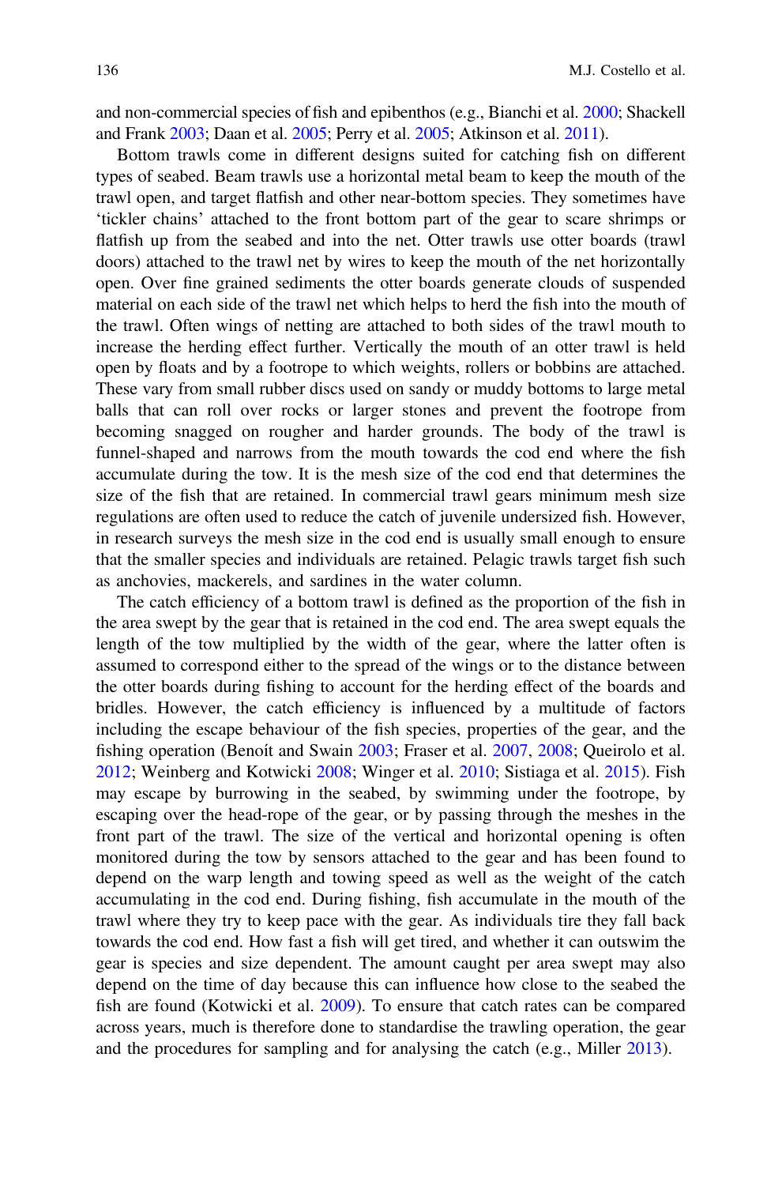and non-commercial species of fish and epibenthos (e.g., Bianchi et al. 2000; Shackell and Frank 2003; Daan et al. 2005; Perry et al. 2005; Atkinson et al. 2011).

Bottom trawls come in different designs suited for catching fish on different types of seabed. Beam trawls use a horizontal metal beam to keep the mouth of the trawl open, and target flatfish and other near-bottom species. They sometimes have 'tickler chains' attached to the front bottom part of the gear to scare shrimps or flatfish up from the seabed and into the net. Otter trawls use otter boards (trawl doors) attached to the trawl net by wires to keep the mouth of the net horizontally open. Over fine grained sediments the otter boards generate clouds of suspended material on each side of the trawl net which helps to herd the fish into the mouth of the trawl. Often wings of netting are attached to both sides of the trawl mouth to increase the herding effect further. Vertically the mouth of an otter trawl is held open by floats and by a footrope to which weights, rollers or bobbins are attached. These vary from small rubber discs used on sandy or muddy bottoms to large metal balls that can roll over rocks or larger stones and prevent the footrope from becoming snagged on rougher and harder grounds. The body of the trawl is funnel-shaped and narrows from the mouth towards the cod end where the fish accumulate during the tow. It is the mesh size of the cod end that determines the size of the fish that are retained. In commercial trawl gears minimum mesh size regulations are often used to reduce the catch of juvenile undersized fish. However, in research surveys the mesh size in the cod end is usually small enough to ensure that the smaller species and individuals are retained. Pelagic trawls target fish such as anchovies, mackerels, and sardines in the water column.

The catch efficiency of a bottom trawl is defined as the proportion of the fish in the area swept by the gear that is retained in the cod end. The area swept equals the length of the tow multiplied by the width of the gear, where the latter often is assumed to correspond either to the spread of the wings or to the distance between the otter boards during fishing to account for the herding effect of the boards and bridles. However, the catch efficiency is influenced by a multitude of factors including the escape behaviour of the fish species, properties of the gear, and the fishing operation (Benoít and Swain 2003; Fraser et al. 2007, 2008; Queirolo et al. 2012; Weinberg and Kotwicki 2008; Winger et al. 2010; Sistiaga et al. 2015). Fish may escape by burrowing in the seabed, by swimming under the footrope, by escaping over the head-rope of the gear, or by passing through the meshes in the front part of the trawl. The size of the vertical and horizontal opening is often monitored during the tow by sensors attached to the gear and has been found to depend on the warp length and towing speed as well as the weight of the catch accumulating in the cod end. During fishing, fish accumulate in the mouth of the trawl where they try to keep pace with the gear. As individuals tire they fall back towards the cod end. How fast a fish will get tired, and whether it can outswim the gear is species and size dependent. The amount caught per area swept may also depend on the time of day because this can influence how close to the seabed the fish are found (Kotwicki et al. 2009). To ensure that catch rates can be compared across years, much is therefore done to standardise the trawling operation, the gear and the procedures for sampling and for analysing the catch (e.g., Miller 2013).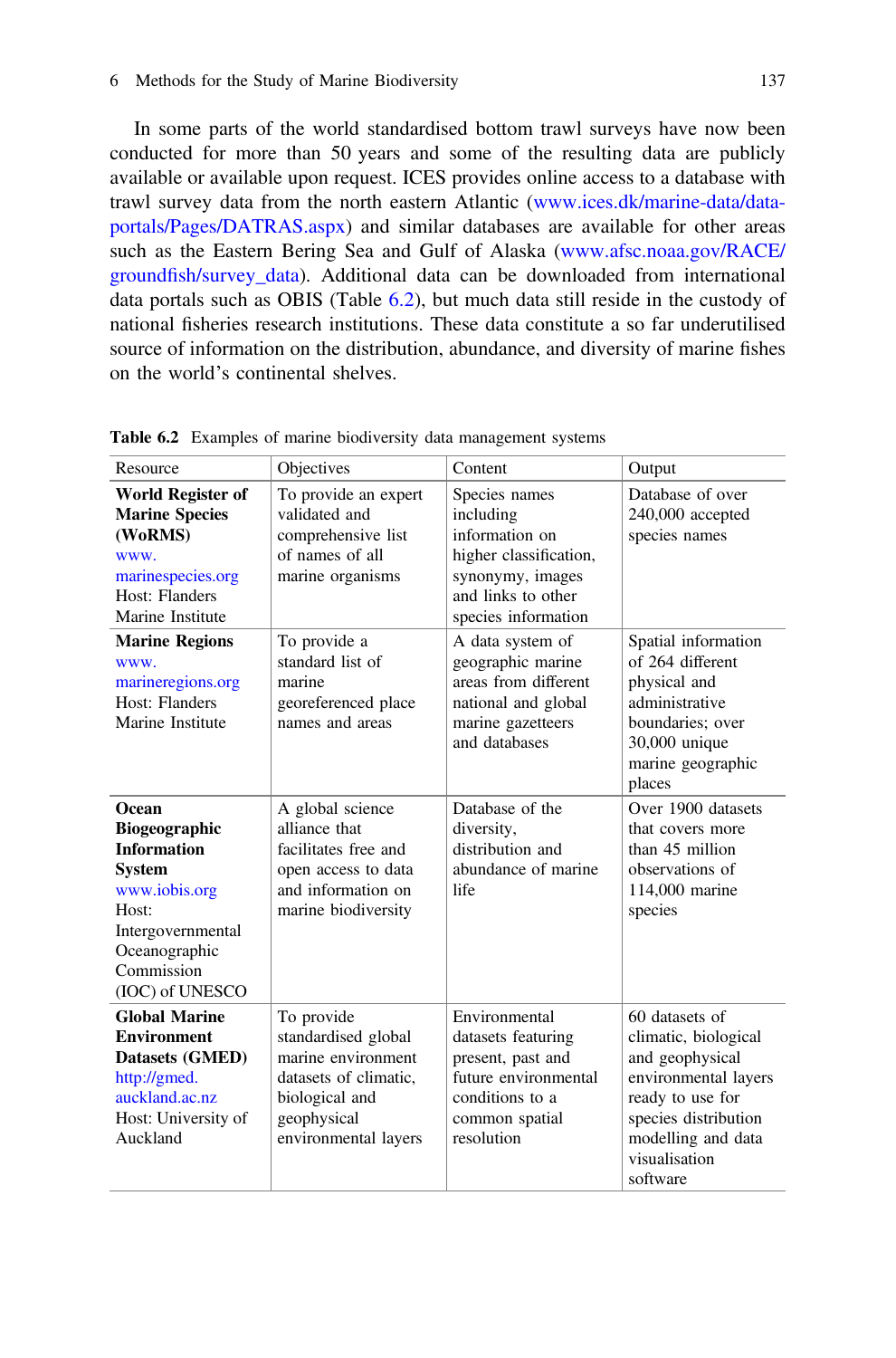In some parts of the world standardised bottom trawl surveys have now been conducted for more than 50 years and some of the resulting data are publicly available or available upon request. ICES provides online access to a database with trawl survey data from the north eastern Atlantic (www.ices.dk/marine-data/data-portals/Pages/DATRAS.aspx) and similar databases are available for other areas such as the Eastern Bering Sea and Gulf of Alaska (www.afsc.noaa.gov/RACE/groundfish/survey_data). Additional data can be downloaded from international data portals such as OBIS (Table 6.2), but much data still reside in the custody of national fisheries research institutions. These data constitute a so far underutilised source of information on the distribution, abundance, and diversity of marine fishes on the world's continental shelves.

**Table 6.2** Examples of marine biodiversity data management systems

| Resource | Objectives | Content | Output |
|---|---|---|---|
| **World Register of Marine Species (WoRMS)** www.marinespecies.org Host: Flanders Marine Institute | To provide an expert validated and comprehensive list of names of all marine organisms | Species names including information on higher classification, synonymy, images and links to other species information | Database of over 240,000 accepted species names |
| **Marine Regions** www.marineregions.org Host: Flanders Marine Institute | To provide a standard list of marine georeferenced place names and areas | A data system of geographic marine areas from different national and global marine gazetteers and databases | Spatial information of 264 different physical and administrative boundaries; over 30,000 unique marine geographic places |
| **Ocean Biogeographic Information System** www.iobis.org Host: Intergovernmental Oceanographic Commission (IOC) of UNESCO | A global science alliance that facilitates free and open access to data and information on marine biodiversity | Database of the diversity, distribution and abundance of marine life | Over 1900 datasets that covers more than 45 million observations of 114,000 marine species |
| **Global Marine Environment Datasets (GMED)** http://gmed.auckland.ac.nz Host: University of Auckland | To provide standardised global marine environment datasets of climatic, biological and geophysical environmental layers | Environmental datasets featuring present, past and future environmental conditions to a common spatial resolution | 60 datasets of climatic, biological and geophysical environmental layers ready to use for species distribution modelling and data visualisation software |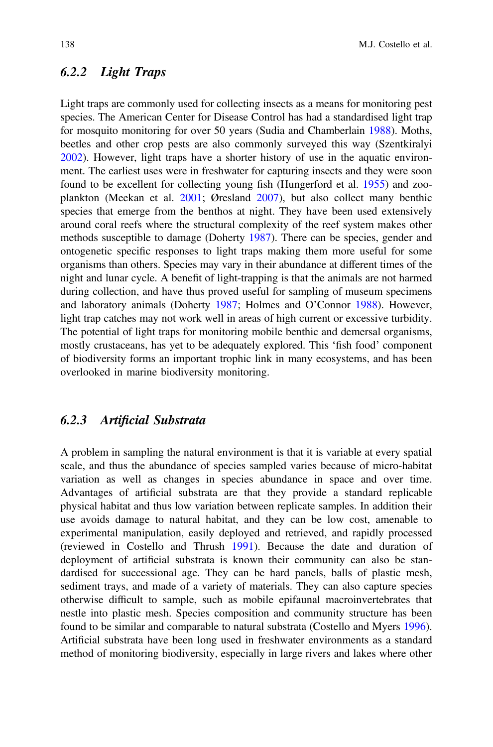### 6.2.2 Light Traps

Light traps are commonly used for collecting insects as a means for monitoring pest species. The American Center for Disease Control has had a standardised light trap for mosquito monitoring for over 50 years (Sudia and Chamberlain 1988). Moths, beetles and other crop pests are also commonly surveyed this way (Szentkiralyi 2002). However, light traps have a shorter history of use in the aquatic environment. The earliest uses were in freshwater for capturing insects and they were soon found to be excellent for collecting young fish (Hungerford et al. 1955) and zooplankton (Meekan et al. 2001; Øresland 2007), but also collect many benthic species that emerge from the benthos at night. They have been used extensively around coral reefs where the structural complexity of the reef system makes other methods susceptible to damage (Doherty 1987). There can be species, gender and ontogenetic specific responses to light traps making them more useful for some organisms than others. Species may vary in their abundance at different times of the night and lunar cycle. A benefit of light-trapping is that the animals are not harmed during collection, and have thus proved useful for sampling of museum specimens and laboratory animals (Doherty 1987; Holmes and O'Connor 1988). However, light trap catches may not work well in areas of high current or excessive turbidity. The potential of light traps for monitoring mobile benthic and demersal organisms, mostly crustaceans, has yet to be adequately explored. This 'fish food' component of biodiversity forms an important trophic link in many ecosystems, and has been overlooked in marine biodiversity monitoring.

### 6.2.3 Artificial Substrata

A problem in sampling the natural environment is that it is variable at every spatial scale, and thus the abundance of species sampled varies because of micro-habitat variation as well as changes in species abundance in space and over time. Advantages of artificial substrata are that they provide a standard replicable physical habitat and thus low variation between replicate samples. In addition their use avoids damage to natural habitat, and they can be low cost, amenable to experimental manipulation, easily deployed and retrieved, and rapidly processed (reviewed in Costello and Thrush 1991). Because the date and duration of deployment of artificial substrata is known their community can also be standardised for successional age. They can be hard panels, balls of plastic mesh, sediment trays, and made of a variety of materials. They can also capture species otherwise difficult to sample, such as mobile epifaunal macroinvertebrates that nestle into plastic mesh. Species composition and community structure has been found to be similar and comparable to natural substrata (Costello and Myers 1996). Artificial substrata have been long used in freshwater environments as a standard method of monitoring biodiversity, especially in large rivers and lakes where other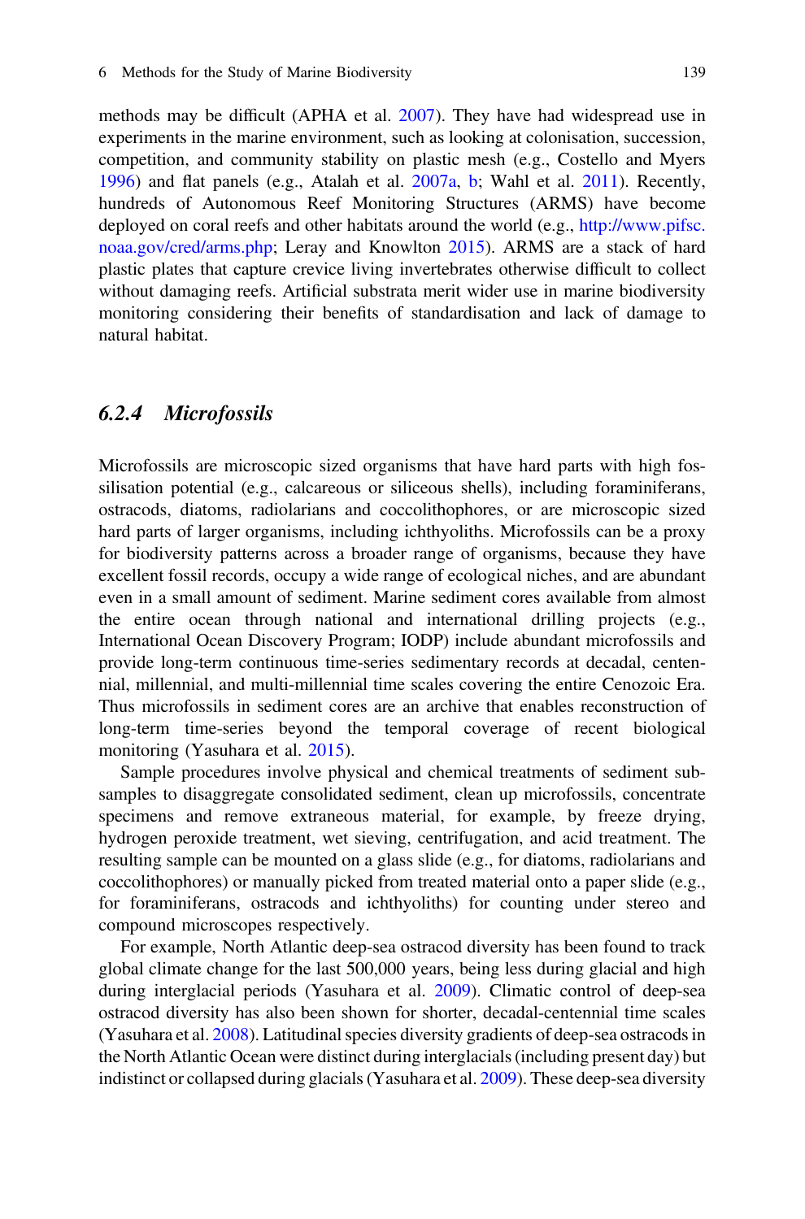methods may be difficult (APHA et al. 2007). They have had widespread use in experiments in the marine environment, such as looking at colonisation, succession, competition, and community stability on plastic mesh (e.g., Costello and Myers 1996) and flat panels (e.g., Atalah et al. 2007a, b; Wahl et al. 2011). Recently, hundreds of Autonomous Reef Monitoring Structures (ARMS) have become deployed on coral reefs and other habitats around the world (e.g., http://www.pifsc.noaa.gov/cred/arms.php; Leray and Knowlton 2015). ARMS are a stack of hard plastic plates that capture crevice living invertebrates otherwise difficult to collect without damaging reefs. Artificial substrata merit wider use in marine biodiversity monitoring considering their benefits of standardisation and lack of damage to natural habitat.

### 6.2.4 Microfossils

Microfossils are microscopic sized organisms that have hard parts with high fossilisation potential (e.g., calcareous or siliceous shells), including foraminiferans, ostracods, diatoms, radiolarians and coccolithophores, or are microscopic sized hard parts of larger organisms, including ichthyoliths. Microfossils can be a proxy for biodiversity patterns across a broader range of organisms, because they have excellent fossil records, occupy a wide range of ecological niches, and are abundant even in a small amount of sediment. Marine sediment cores available from almost the entire ocean through national and international drilling projects (e.g., International Ocean Discovery Program; IODP) include abundant microfossils and provide long-term continuous time-series sedimentary records at decadal, centennial, millennial, and multi-millennial time scales covering the entire Cenozoic Era. Thus microfossils in sediment cores are an archive that enables reconstruction of long-term time-series beyond the temporal coverage of recent biological monitoring (Yasuhara et al. 2015).

Sample procedures involve physical and chemical treatments of sediment subsamples to disaggregate consolidated sediment, clean up microfossils, concentrate specimens and remove extraneous material, for example, by freeze drying, hydrogen peroxide treatment, wet sieving, centrifugation, and acid treatment. The resulting sample can be mounted on a glass slide (e.g., for diatoms, radiolarians and coccolithophores) or manually picked from treated material onto a paper slide (e.g., for foraminiferans, ostracods and ichthyoliths) for counting under stereo and compound microscopes respectively.

For example, North Atlantic deep-sea ostracod diversity has been found to track global climate change for the last 500,000 years, being less during glacial and high during interglacial periods (Yasuhara et al. 2009). Climatic control of deep-sea ostracod diversity has also been shown for shorter, decadal-centennial time scales (Yasuhara et al. 2008). Latitudinal species diversity gradients of deep-sea ostracods in the North Atlantic Ocean were distinct during interglacials (including present day) but indistinct or collapsed during glacials (Yasuhara et al. 2009). These deep-sea diversity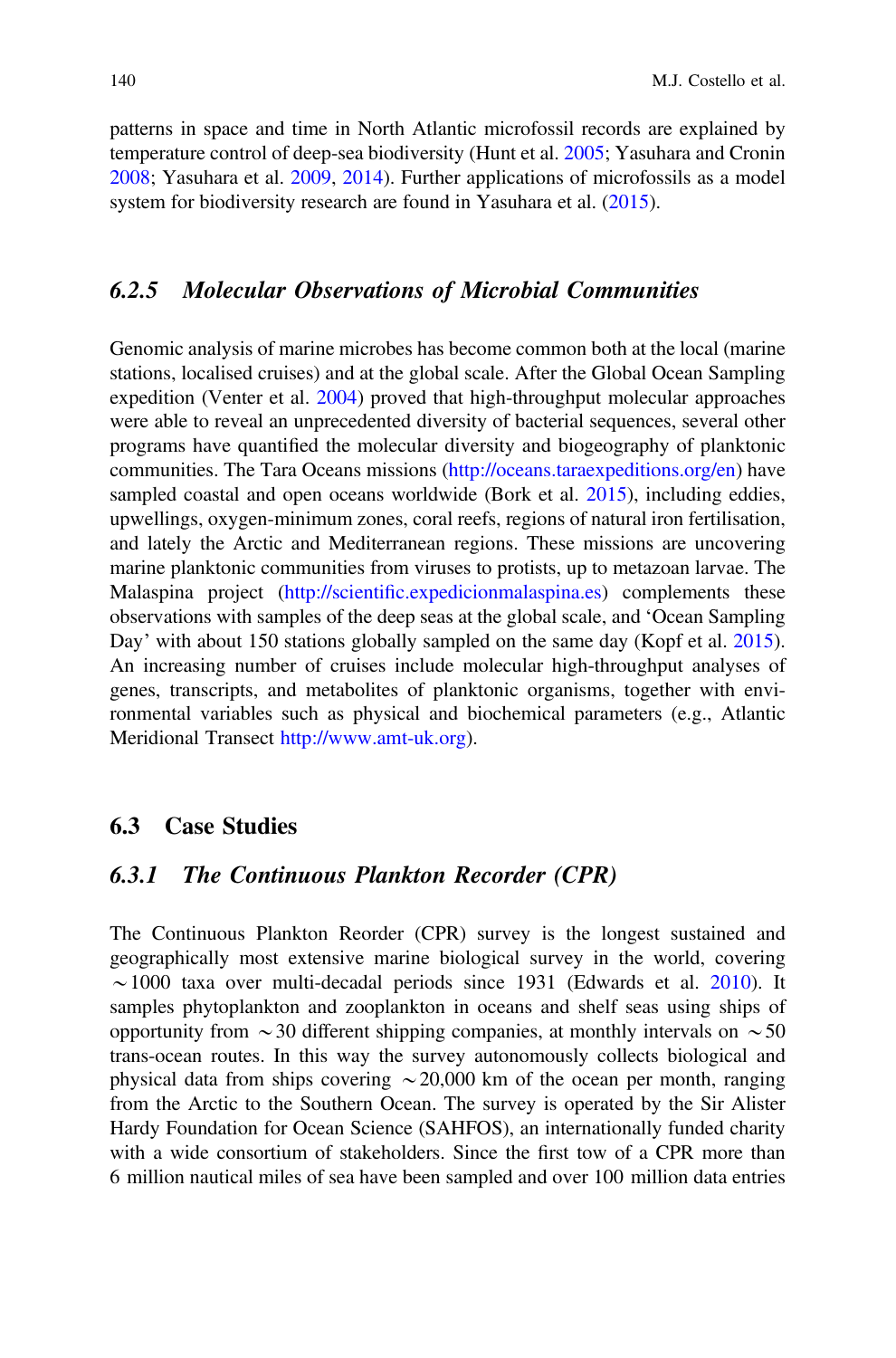patterns in space and time in North Atlantic microfossil records are explained by temperature control of deep-sea biodiversity (Hunt et al. 2005; Yasuhara and Cronin 2008; Yasuhara et al. 2009, 2014). Further applications of microfossils as a model system for biodiversity research are found in Yasuhara et al. (2015).

### 6.2.5 *Molecular Observations of Microbial Communities*

Genomic analysis of marine microbes has become common both at the local (marine stations, localised cruises) and at the global scale. After the Global Ocean Sampling expedition (Venter et al. 2004) proved that high-throughput molecular approaches were able to reveal an unprecedented diversity of bacterial sequences, several other programs have quantified the molecular diversity and biogeography of planktonic communities. The Tara Oceans missions (http://oceans.taraexpeditions.org/en) have sampled coastal and open oceans worldwide (Bork et al. 2015), including eddies, upwellings, oxygen-minimum zones, coral reefs, regions of natural iron fertilisation, and lately the Arctic and Mediterranean regions. These missions are uncovering marine planktonic communities from viruses to protists, up to metazoan larvae. The Malaspina project (http://scientific.expedicionmalaspina.es) complements these observations with samples of the deep seas at the global scale, and 'Ocean Sampling Day' with about 150 stations globally sampled on the same day (Kopf et al. 2015). An increasing number of cruises include molecular high-throughput analyses of genes, transcripts, and metabolites of planktonic organisms, together with environmental variables such as physical and biochemical parameters (e.g., Atlantic Meridional Transect http://www.amt-uk.org).

## 6.3 Case Studies

### 6.3.1 *The Continuous Plankton Recorder (CPR)*

The Continuous Plankton Reorder (CPR) survey is the longest sustained and geographically most extensive marine biological survey in the world, covering ~1000 taxa over multi-decadal periods since 1931 (Edwards et al. 2010). It samples phytoplankton and zooplankton in oceans and shelf seas using ships of opportunity from ~30 different shipping companies, at monthly intervals on ~50 trans-ocean routes. In this way the survey autonomously collects biological and physical data from ships covering ~20,000 km of the ocean per month, ranging from the Arctic to the Southern Ocean. The survey is operated by the Sir Alister Hardy Foundation for Ocean Science (SAHFOS), an internationally funded charity with a wide consortium of stakeholders. Since the first tow of a CPR more than 6 million nautical miles of sea have been sampled and over 100 million data entries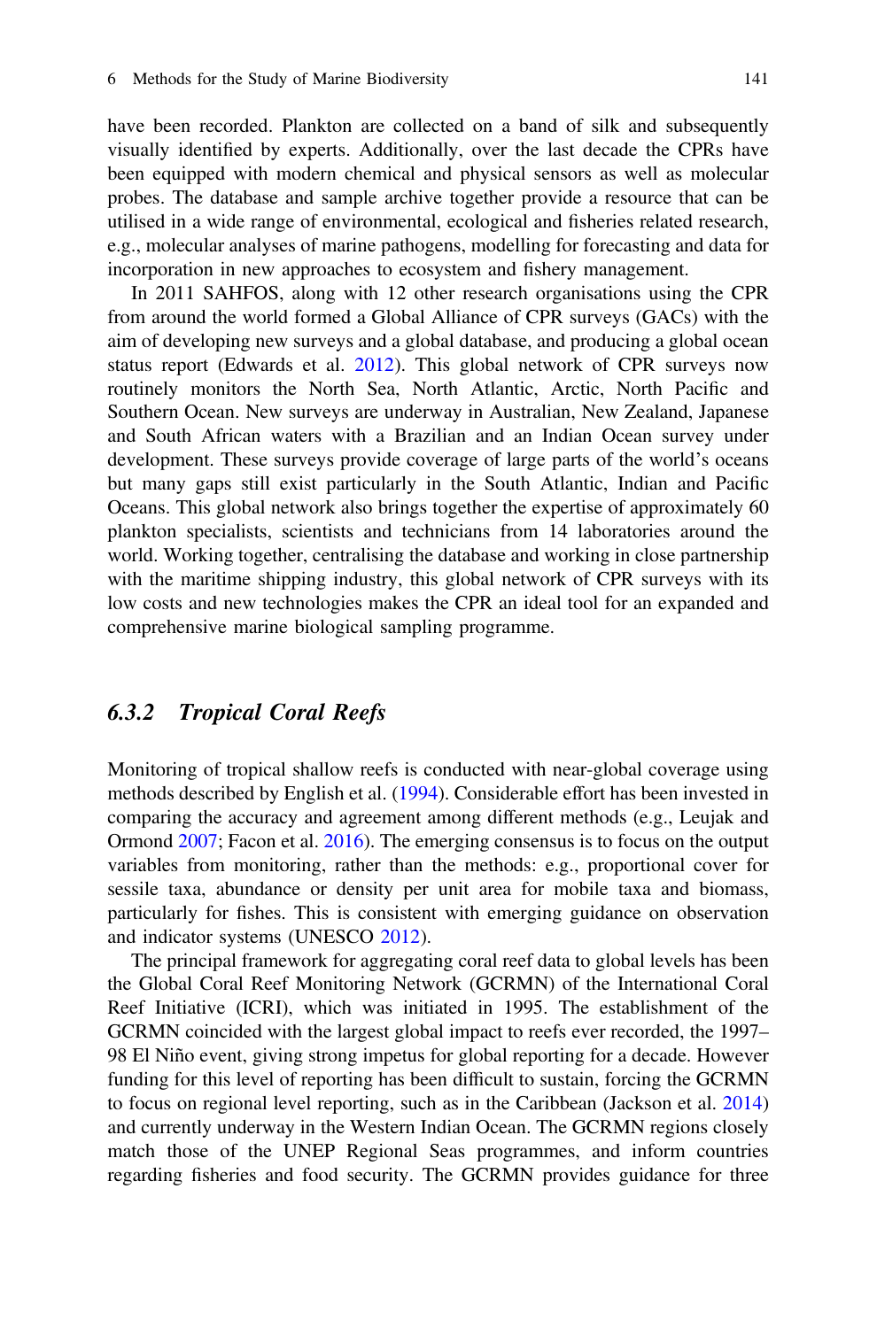have been recorded. Plankton are collected on a band of silk and subsequently visually identified by experts. Additionally, over the last decade the CPRs have been equipped with modern chemical and physical sensors as well as molecular probes. The database and sample archive together provide a resource that can be utilised in a wide range of environmental, ecological and fisheries related research, e.g., molecular analyses of marine pathogens, modelling for forecasting and data for incorporation in new approaches to ecosystem and fishery management.

In 2011 SAHFOS, along with 12 other research organisations using the CPR from around the world formed a Global Alliance of CPR surveys (GACs) with the aim of developing new surveys and a global database, and producing a global ocean status report (Edwards et al. 2012). This global network of CPR surveys now routinely monitors the North Sea, North Atlantic, Arctic, North Pacific and Southern Ocean. New surveys are underway in Australian, New Zealand, Japanese and South African waters with a Brazilian and an Indian Ocean survey under development. These surveys provide coverage of large parts of the world's oceans but many gaps still exist particularly in the South Atlantic, Indian and Pacific Oceans. This global network also brings together the expertise of approximately 60 plankton specialists, scientists and technicians from 14 laboratories around the world. Working together, centralising the database and working in close partnership with the maritime shipping industry, this global network of CPR surveys with its low costs and new technologies makes the CPR an ideal tool for an expanded and comprehensive marine biological sampling programme.

### *6.3.2 Tropical Coral Reefs*

Monitoring of tropical shallow reefs is conducted with near-global coverage using methods described by English et al. (1994). Considerable effort has been invested in comparing the accuracy and agreement among different methods (e.g., Leujak and Ormond 2007; Facon et al. 2016). The emerging consensus is to focus on the output variables from monitoring, rather than the methods: e.g., proportional cover for sessile taxa, abundance or density per unit area for mobile taxa and biomass, particularly for fishes. This is consistent with emerging guidance on observation and indicator systems (UNESCO 2012).

The principal framework for aggregating coral reef data to global levels has been the Global Coral Reef Monitoring Network (GCRMN) of the International Coral Reef Initiative (ICRI), which was initiated in 1995. The establishment of the GCRMN coincided with the largest global impact to reefs ever recorded, the 1997–98 El Niño event, giving strong impetus for global reporting for a decade. However funding for this level of reporting has been difficult to sustain, forcing the GCRMN to focus on regional level reporting, such as in the Caribbean (Jackson et al. 2014) and currently underway in the Western Indian Ocean. The GCRMN regions closely match those of the UNEP Regional Seas programmes, and inform countries regarding fisheries and food security. The GCRMN provides guidance for three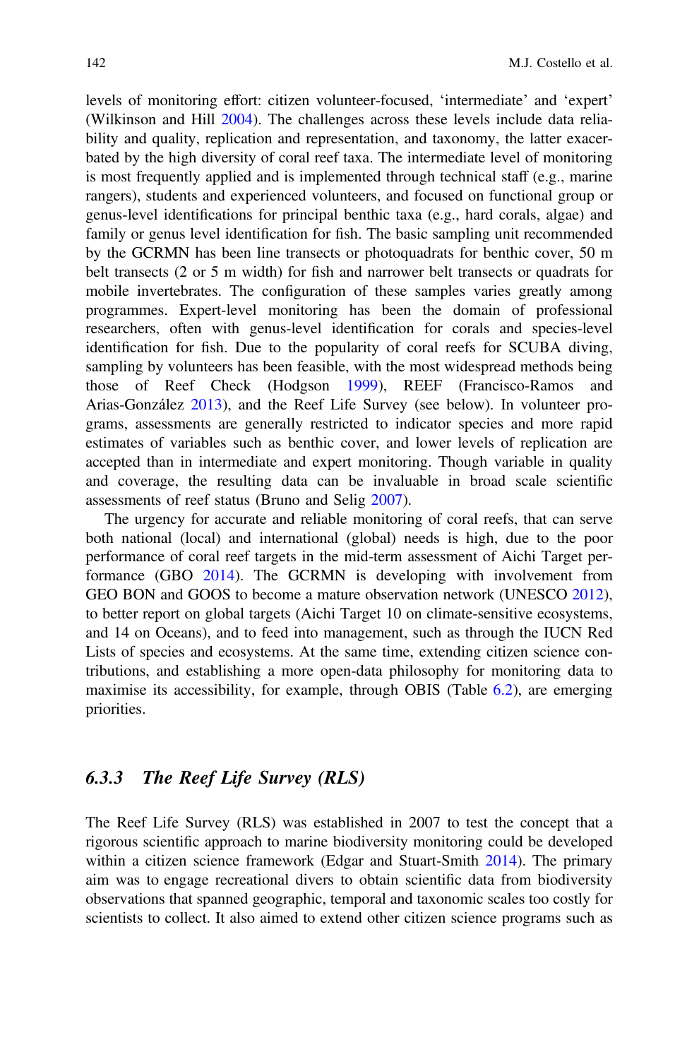levels of monitoring effort: citizen volunteer-focused, 'intermediate' and 'expert' (Wilkinson and Hill 2004). The challenges across these levels include data reliability and quality, replication and representation, and taxonomy, the latter exacerbated by the high diversity of coral reef taxa. The intermediate level of monitoring is most frequently applied and is implemented through technical staff (e.g., marine rangers), students and experienced volunteers, and focused on functional group or genus-level identifications for principal benthic taxa (e.g., hard corals, algae) and family or genus level identification for fish. The basic sampling unit recommended by the GCRMN has been line transects or photoquadrats for benthic cover, 50 m belt transects (2 or 5 m width) for fish and narrower belt transects or quadrats for mobile invertebrates. The configuration of these samples varies greatly among programmes. Expert-level monitoring has been the domain of professional researchers, often with genus-level identification for corals and species-level identification for fish. Due to the popularity of coral reefs for SCUBA diving, sampling by volunteers has been feasible, with the most widespread methods being those of Reef Check (Hodgson 1999), REEF (Francisco-Ramos and Arias-González 2013), and the Reef Life Survey (see below). In volunteer programs, assessments are generally restricted to indicator species and more rapid estimates of variables such as benthic cover, and lower levels of replication are accepted than in intermediate and expert monitoring. Though variable in quality and coverage, the resulting data can be invaluable in broad scale scientific assessments of reef status (Bruno and Selig 2007).

The urgency for accurate and reliable monitoring of coral reefs, that can serve both national (local) and international (global) needs is high, due to the poor performance of coral reef targets in the mid-term assessment of Aichi Target performance (GBO 2014). The GCRMN is developing with involvement from GEO BON and GOOS to become a mature observation network (UNESCO 2012), to better report on global targets (Aichi Target 10 on climate-sensitive ecosystems, and 14 on Oceans), and to feed into management, such as through the IUCN Red Lists of species and ecosystems. At the same time, extending citizen science contributions, and establishing a more open-data philosophy for monitoring data to maximise its accessibility, for example, through OBIS (Table 6.2), are emerging priorities.

### *6.3.3 The Reef Life Survey (RLS)*

The Reef Life Survey (RLS) was established in 2007 to test the concept that a rigorous scientific approach to marine biodiversity monitoring could be developed within a citizen science framework (Edgar and Stuart-Smith 2014). The primary aim was to engage recreational divers to obtain scientific data from biodiversity observations that spanned geographic, temporal and taxonomic scales too costly for scientists to collect. It also aimed to extend other citizen science programs such as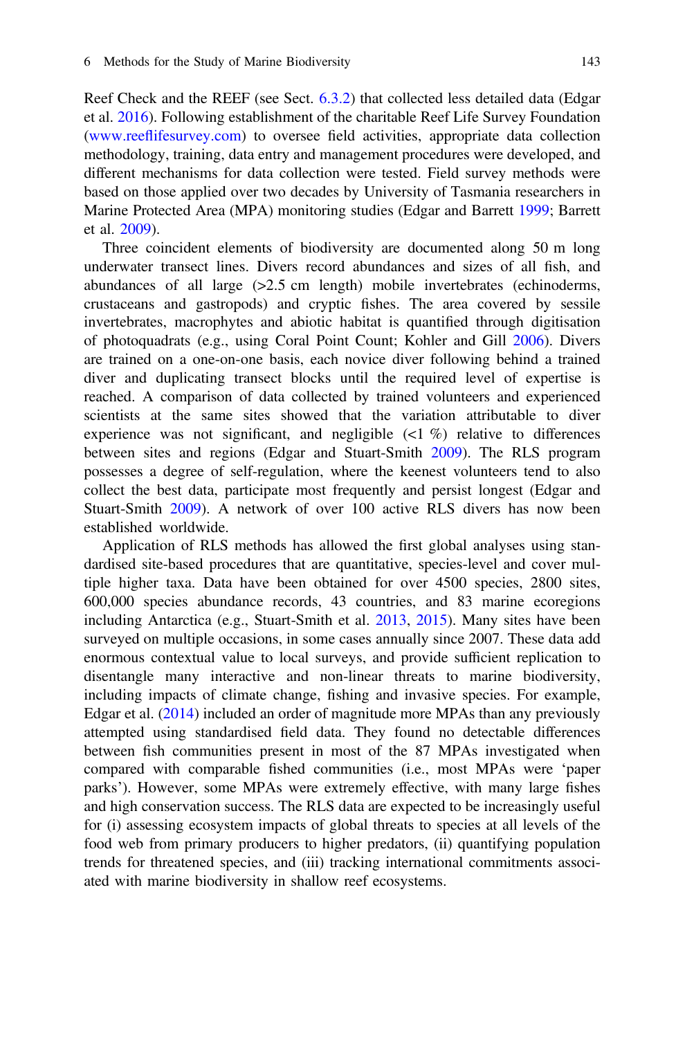Reef Check and the REEF (see Sect. 6.3.2) that collected less detailed data (Edgar et al. 2016). Following establishment of the charitable Reef Life Survey Foundation (www.reeflifesurvey.com) to oversee field activities, appropriate data collection methodology, training, data entry and management procedures were developed, and different mechanisms for data collection were tested. Field survey methods were based on those applied over two decades by University of Tasmania researchers in Marine Protected Area (MPA) monitoring studies (Edgar and Barrett 1999; Barrett et al. 2009).

Three coincident elements of biodiversity are documented along 50 m long underwater transect lines. Divers record abundances and sizes of all fish, and abundances of all large (>2.5 cm length) mobile invertebrates (echinoderms, crustaceans and gastropods) and cryptic fishes. The area covered by sessile invertebrates, macrophytes and abiotic habitat is quantified through digitisation of photoquadrats (e.g., using Coral Point Count; Kohler and Gill 2006). Divers are trained on a one-on-one basis, each novice diver following behind a trained diver and duplicating transect blocks until the required level of expertise is reached. A comparison of data collected by trained volunteers and experienced scientists at the same sites showed that the variation attributable to diver experience was not significant, and negligible (<1 %) relative to differences between sites and regions (Edgar and Stuart-Smith 2009). The RLS program possesses a degree of self-regulation, where the keenest volunteers tend to also collect the best data, participate most frequently and persist longest (Edgar and Stuart-Smith 2009). A network of over 100 active RLS divers has now been established worldwide.

Application of RLS methods has allowed the first global analyses using standardised site-based procedures that are quantitative, species-level and cover multiple higher taxa. Data have been obtained for over 4500 species, 2800 sites, 600,000 species abundance records, 43 countries, and 83 marine ecoregions including Antarctica (e.g., Stuart-Smith et al. 2013, 2015). Many sites have been surveyed on multiple occasions, in some cases annually since 2007. These data add enormous contextual value to local surveys, and provide sufficient replication to disentangle many interactive and non-linear threats to marine biodiversity, including impacts of climate change, fishing and invasive species. For example, Edgar et al. (2014) included an order of magnitude more MPAs than any previously attempted using standardised field data. They found no detectable differences between fish communities present in most of the 87 MPAs investigated when compared with comparable fished communities (i.e., most MPAs were 'paper parks'). However, some MPAs were extremely effective, with many large fishes and high conservation success. The RLS data are expected to be increasingly useful for (i) assessing ecosystem impacts of global threats to species at all levels of the food web from primary producers to higher predators, (ii) quantifying population trends for threatened species, and (iii) tracking international commitments associated with marine biodiversity in shallow reef ecosystems.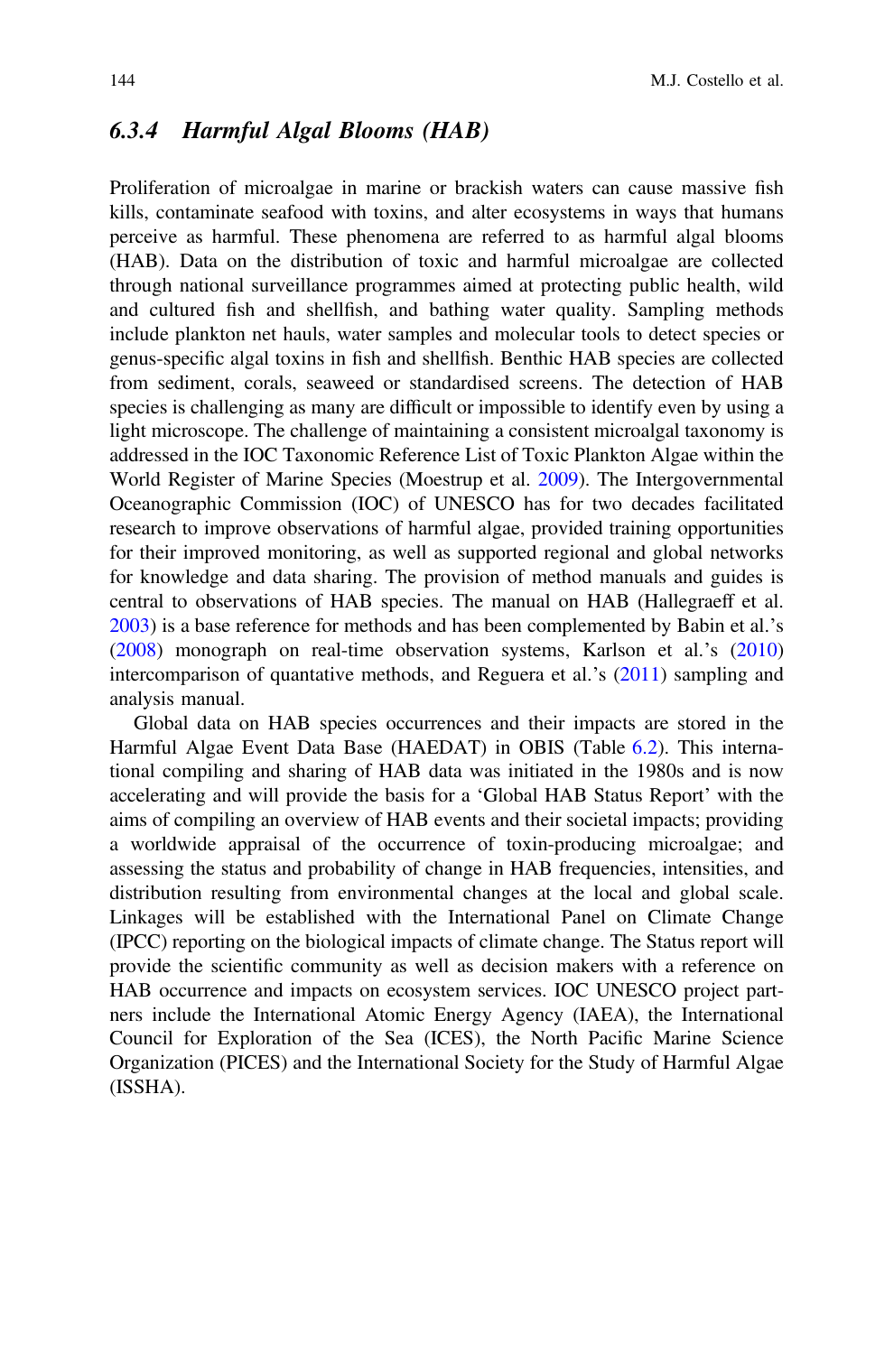### 6.3.4 *Harmful Algal Blooms (HAB)*

Proliferation of microalgae in marine or brackish waters can cause massive fish kills, contaminate seafood with toxins, and alter ecosystems in ways that humans perceive as harmful. These phenomena are referred to as harmful algal blooms (HAB). Data on the distribution of toxic and harmful microalgae are collected through national surveillance programmes aimed at protecting public health, wild and cultured fish and shellfish, and bathing water quality. Sampling methods include plankton net hauls, water samples and molecular tools to detect species or genus-specific algal toxins in fish and shellfish. Benthic HAB species are collected from sediment, corals, seaweed or standardised screens. The detection of HAB species is challenging as many are difficult or impossible to identify even by using a light microscope. The challenge of maintaining a consistent microalgal taxonomy is addressed in the IOC Taxonomic Reference List of Toxic Plankton Algae within the World Register of Marine Species (Moestrup et al. 2009). The Intergovernmental Oceanographic Commission (IOC) of UNESCO has for two decades facilitated research to improve observations of harmful algae, provided training opportunities for their improved monitoring, as well as supported regional and global networks for knowledge and data sharing. The provision of method manuals and guides is central to observations of HAB species. The manual on HAB (Hallegraeff et al. 2003) is a base reference for methods and has been complemented by Babin et al.'s (2008) monograph on real-time observation systems, Karlson et al.'s (2010) intercomparison of quantative methods, and Reguera et al.'s (2011) sampling and analysis manual.

Global data on HAB species occurrences and their impacts are stored in the Harmful Algae Event Data Base (HAEDAT) in OBIS (Table 6.2). This international compiling and sharing of HAB data was initiated in the 1980s and is now accelerating and will provide the basis for a 'Global HAB Status Report' with the aims of compiling an overview of HAB events and their societal impacts; providing a worldwide appraisal of the occurrence of toxin-producing microalgae; and assessing the status and probability of change in HAB frequencies, intensities, and distribution resulting from environmental changes at the local and global scale. Linkages will be established with the International Panel on Climate Change (IPCC) reporting on the biological impacts of climate change. The Status report will provide the scientific community as well as decision makers with a reference on HAB occurrence and impacts on ecosystem services. IOC UNESCO project partners include the International Atomic Energy Agency (IAEA), the International Council for Exploration of the Sea (ICES), the North Pacific Marine Science Organization (PICES) and the International Society for the Study of Harmful Algae (ISSHA).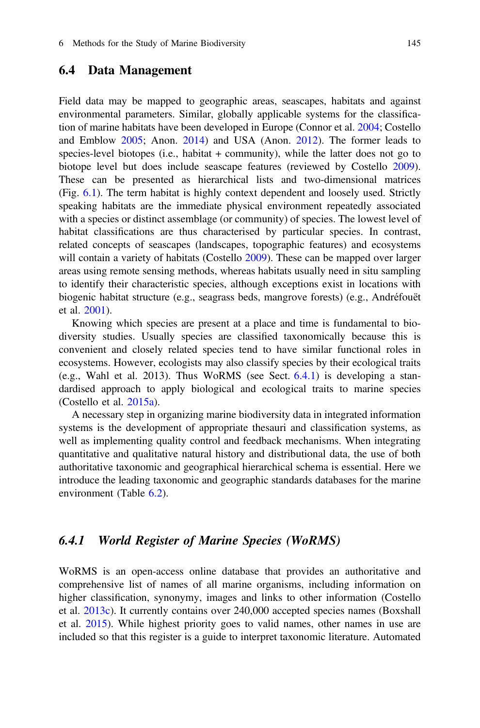## 6.4 Data Management

Field data may be mapped to geographic areas, seascapes, habitats and against environmental parameters. Similar, globally applicable systems for the classification of marine habitats have been developed in Europe (Connor et al. 2004; Costello and Emblow 2005; Anon. 2014) and USA (Anon. 2012). The former leads to species-level biotopes (i.e., habitat + community), while the latter does not go to biotope level but does include seascape features (reviewed by Costello 2009). These can be presented as hierarchical lists and two-dimensional matrices (Fig. 6.1). The term habitat is highly context dependent and loosely used. Strictly speaking habitats are the immediate physical environment repeatedly associated with a species or distinct assemblage (or community) of species. The lowest level of habitat classifications are thus characterised by particular species. In contrast, related concepts of seascapes (landscapes, topographic features) and ecosystems will contain a variety of habitats (Costello 2009). These can be mapped over larger areas using remote sensing methods, whereas habitats usually need in situ sampling to identify their characteristic species, although exceptions exist in locations with biogenic habitat structure (e.g., seagrass beds, mangrove forests) (e.g., Andréfouët et al. 2001).

Knowing which species are present at a place and time is fundamental to biodiversity studies. Usually species are classified taxonomically because this is convenient and closely related species tend to have similar functional roles in ecosystems. However, ecologists may also classify species by their ecological traits (e.g., Wahl et al. 2013). Thus WoRMS (see Sect. 6.4.1) is developing a standardised approach to apply biological and ecological traits to marine species (Costello et al. 2015a).

A necessary step in organizing marine biodiversity data in integrated information systems is the development of appropriate thesauri and classification systems, as well as implementing quality control and feedback mechanisms. When integrating quantitative and qualitative natural history and distributional data, the use of both authoritative taxonomic and geographical hierarchical schema is essential. Here we introduce the leading taxonomic and geographic standards databases for the marine environment (Table 6.2).

### 6.4.1 *World Register of Marine Species (WoRMS)*

WoRMS is an open-access online database that provides an authoritative and comprehensive list of names of all marine organisms, including information on higher classification, synonymy, images and links to other information (Costello et al. 2013c). It currently contains over 240,000 accepted species names (Boxshall et al. 2015). While highest priority goes to valid names, other names in use are included so that this register is a guide to interpret taxonomic literature. Automated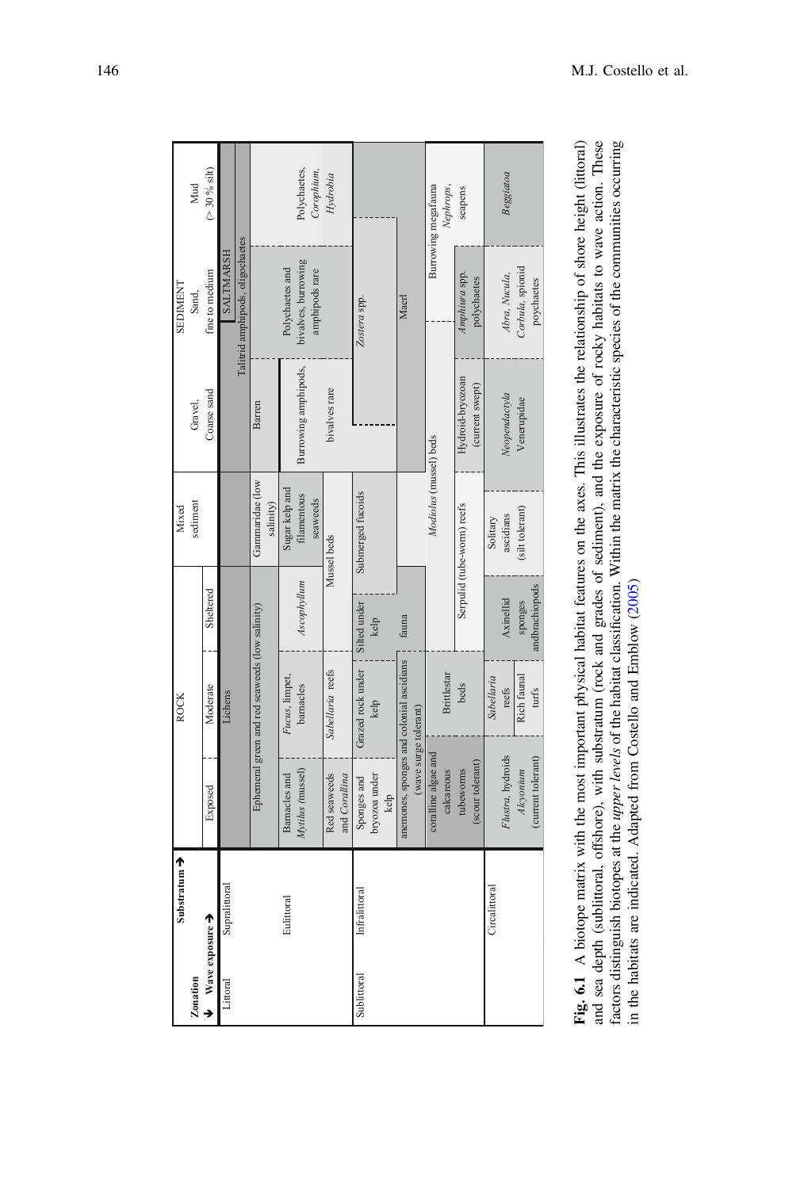| Zonation | Substratum → | ROCK | | | Mixed sediment | SEDIMENT | | |
|---|---|---|---|---|---|---|---|---|
| → | Wave exposure → | Exposed | Moderate | Sheltered | | Gravel, Coarse sand | Sand, fine to medium | Mud (> 30 % silt) |
| Littoral | Supralittoral | | Lichens | | | | SALTMARSH | |
| | | | | | | | Talitrid amphipods, oligochaetes | |
| | Eulittoral | Ephemeral green and red seaweeds (low salinity) | | | Gammaridae (low salinity) | Barren | | |
| | | Barnacles and *Mytilus* (mussel) | *Fucus*, limpet, barnacles | *Ascophyllum* | Sugar kelp and filamentous seaweeds | Burrowing amphipods, bivalves rare | Polychaetes and bivalves, burrowing amphipods rare | Polychaetes, *Corophium*, *Hydrobia* |
| | | Red seaweeds and *Corallina* | *Sabellaria* reefs | Mussel beds | | | | |
| Sublittoral | Infralittoral | Sponges and bryozoa under kelp | Grazed rock under kelp | Silted under kelp | Submerged fucoids | | *Zostera* spp. | |
| | | anemones, sponges and colonial ascidians (wave surge tolerant) | | fauna | | | Maerl | |
| | | coralline algae and calcareous tubeworms (scour tolerant) | Brittlestar beds | | *Modiolus* (mussel) beds | | | Burrowing megafauna *Nephrops*, seapens |
| | | | | Serpulid (tube-worm) reefs | | Hydroid-bryozoan (current swept) | *Amphiura* spp. polychaetes | |
| | Circalittoral | *Flustra*, hydroids *Alcyonium* (current tolerant) | *Sabellaria* reefs / Rich faunal turfs | Axinellid sponges andbrachiopods | Solitary ascidians (silt tolerant) | *Neopentadactyla* Venerupidae | *Abra*, *Nucula*, *Corbula*, spionid poychaetes | *Beggiatoa* |

**Fig. 6.1** A biotope matrix with the most important physical habitat features on the axes. This illustrates the relationship of shore height (littoral) and sea depth (sublittoral, offshore), with substratum (rock and grades of sediment), and the exposure of rocky habitats to wave action. These factors distinguish biotopes at the *upper levels* of the habitat classification. Within the matrix the characteristic species of the communities occurring in the habitats are indicated. Adapted from Costello and Emblow (2005)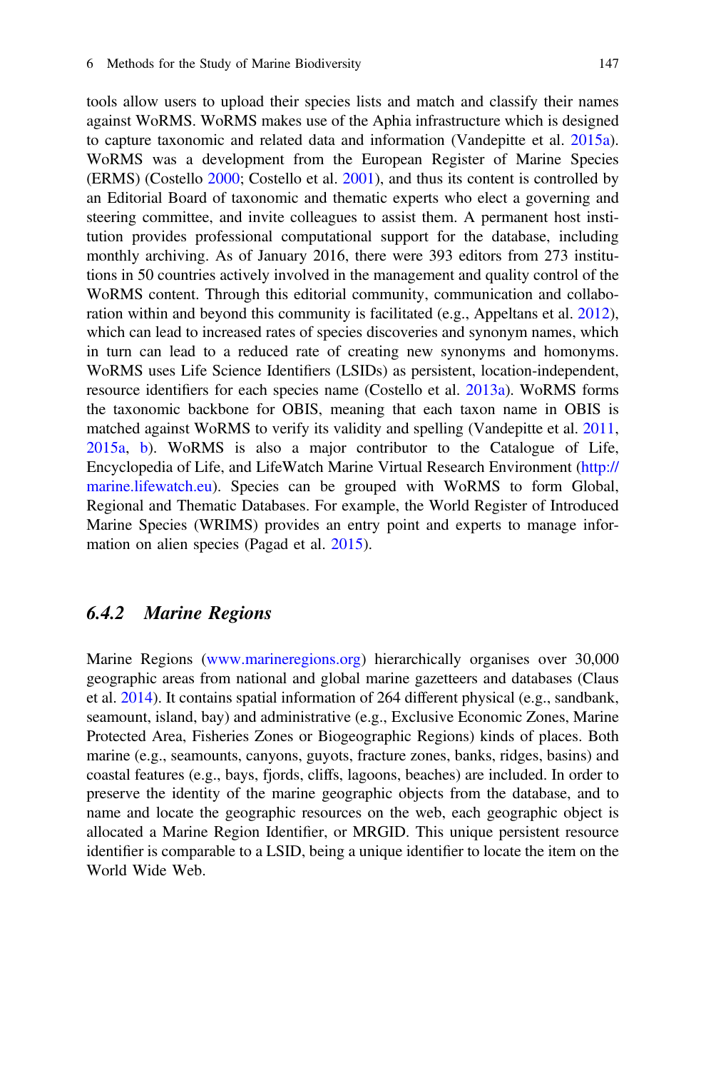tools allow users to upload their species lists and match and classify their names against WoRMS. WoRMS makes use of the Aphia infrastructure which is designed to capture taxonomic and related data and information (Vandepitte et al. 2015a). WoRMS was a development from the European Register of Marine Species (ERMS) (Costello 2000; Costello et al. 2001), and thus its content is controlled by an Editorial Board of taxonomic and thematic experts who elect a governing and steering committee, and invite colleagues to assist them. A permanent host institution provides professional computational support for the database, including monthly archiving. As of January 2016, there were 393 editors from 273 institutions in 50 countries actively involved in the management and quality control of the WoRMS content. Through this editorial community, communication and collaboration within and beyond this community is facilitated (e.g., Appeltans et al. 2012), which can lead to increased rates of species discoveries and synonym names, which in turn can lead to a reduced rate of creating new synonyms and homonyms. WoRMS uses Life Science Identifiers (LSIDs) as persistent, location-independent, resource identifiers for each species name (Costello et al. 2013a). WoRMS forms the taxonomic backbone for OBIS, meaning that each taxon name in OBIS is matched against WoRMS to verify its validity and spelling (Vandepitte et al. 2011, 2015a, b). WoRMS is also a major contributor to the Catalogue of Life, Encyclopedia of Life, and LifeWatch Marine Virtual Research Environment (http://marine.lifewatch.eu). Species can be grouped with WoRMS to form Global, Regional and Thematic Databases. For example, the World Register of Introduced Marine Species (WRIMS) provides an entry point and experts to manage information on alien species (Pagad et al. 2015).

### *6.4.2 Marine Regions*

Marine Regions (www.marineregions.org) hierarchically organises over 30,000 geographic areas from national and global marine gazetteers and databases (Claus et al. 2014). It contains spatial information of 264 different physical (e.g., sandbank, seamount, island, bay) and administrative (e.g., Exclusive Economic Zones, Marine Protected Area, Fisheries Zones or Biogeographic Regions) kinds of places. Both marine (e.g., seamounts, canyons, guyots, fracture zones, banks, ridges, basins) and coastal features (e.g., bays, fjords, cliffs, lagoons, beaches) are included. In order to preserve the identity of the marine geographic objects from the database, and to name and locate the geographic resources on the web, each geographic object is allocated a Marine Region Identifier, or MRGID. This unique persistent resource identifier is comparable to a LSID, being a unique identifier to locate the item on the World Wide Web.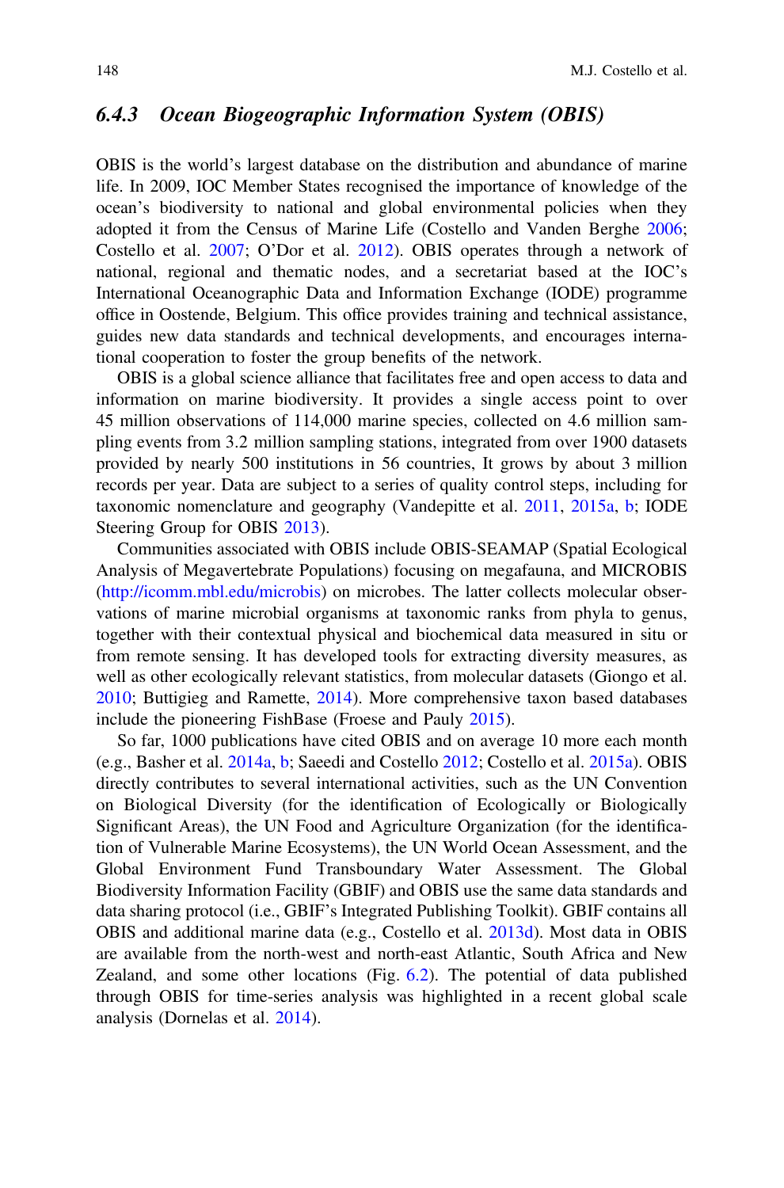### 6.4.3 Ocean Biogeographic Information System (OBIS)

OBIS is the world's largest database on the distribution and abundance of marine life. In 2009, IOC Member States recognised the importance of knowledge of the ocean's biodiversity to national and global environmental policies when they adopted it from the Census of Marine Life (Costello and Vanden Berghe 2006; Costello et al. 2007; O'Dor et al. 2012). OBIS operates through a network of national, regional and thematic nodes, and a secretariat based at the IOC's International Oceanographic Data and Information Exchange (IODE) programme office in Oostende, Belgium. This office provides training and technical assistance, guides new data standards and technical developments, and encourages international cooperation to foster the group benefits of the network.

OBIS is a global science alliance that facilitates free and open access to data and information on marine biodiversity. It provides a single access point to over 45 million observations of 114,000 marine species, collected on 4.6 million sampling events from 3.2 million sampling stations, integrated from over 1900 datasets provided by nearly 500 institutions in 56 countries, It grows by about 3 million records per year. Data are subject to a series of quality control steps, including for taxonomic nomenclature and geography (Vandepitte et al. 2011, 2015a, b; IODE Steering Group for OBIS 2013).

Communities associated with OBIS include OBIS-SEAMAP (Spatial Ecological Analysis of Megavertebrate Populations) focusing on megafauna, and MICROBIS (http://icomm.mbl.edu/microbis) on microbes. The latter collects molecular observations of marine microbial organisms at taxonomic ranks from phyla to genus, together with their contextual physical and biochemical data measured in situ or from remote sensing. It has developed tools for extracting diversity measures, as well as other ecologically relevant statistics, from molecular datasets (Giongo et al. 2010; Buttigieg and Ramette, 2014). More comprehensive taxon based databases include the pioneering FishBase (Froese and Pauly 2015).

So far, 1000 publications have cited OBIS and on average 10 more each month (e.g., Basher et al. 2014a, b; Saeedi and Costello 2012; Costello et al. 2015a). OBIS directly contributes to several international activities, such as the UN Convention on Biological Diversity (for the identification of Ecologically or Biologically Significant Areas), the UN Food and Agriculture Organization (for the identification of Vulnerable Marine Ecosystems), the UN World Ocean Assessment, and the Global Environment Fund Transboundary Water Assessment. The Global Biodiversity Information Facility (GBIF) and OBIS use the same data standards and data sharing protocol (i.e., GBIF's Integrated Publishing Toolkit). GBIF contains all OBIS and additional marine data (e.g., Costello et al. 2013d). Most data in OBIS are available from the north-west and north-east Atlantic, South Africa and New Zealand, and some other locations (Fig. 6.2). The potential of data published through OBIS for time-series analysis was highlighted in a recent global scale analysis (Dornelas et al. 2014).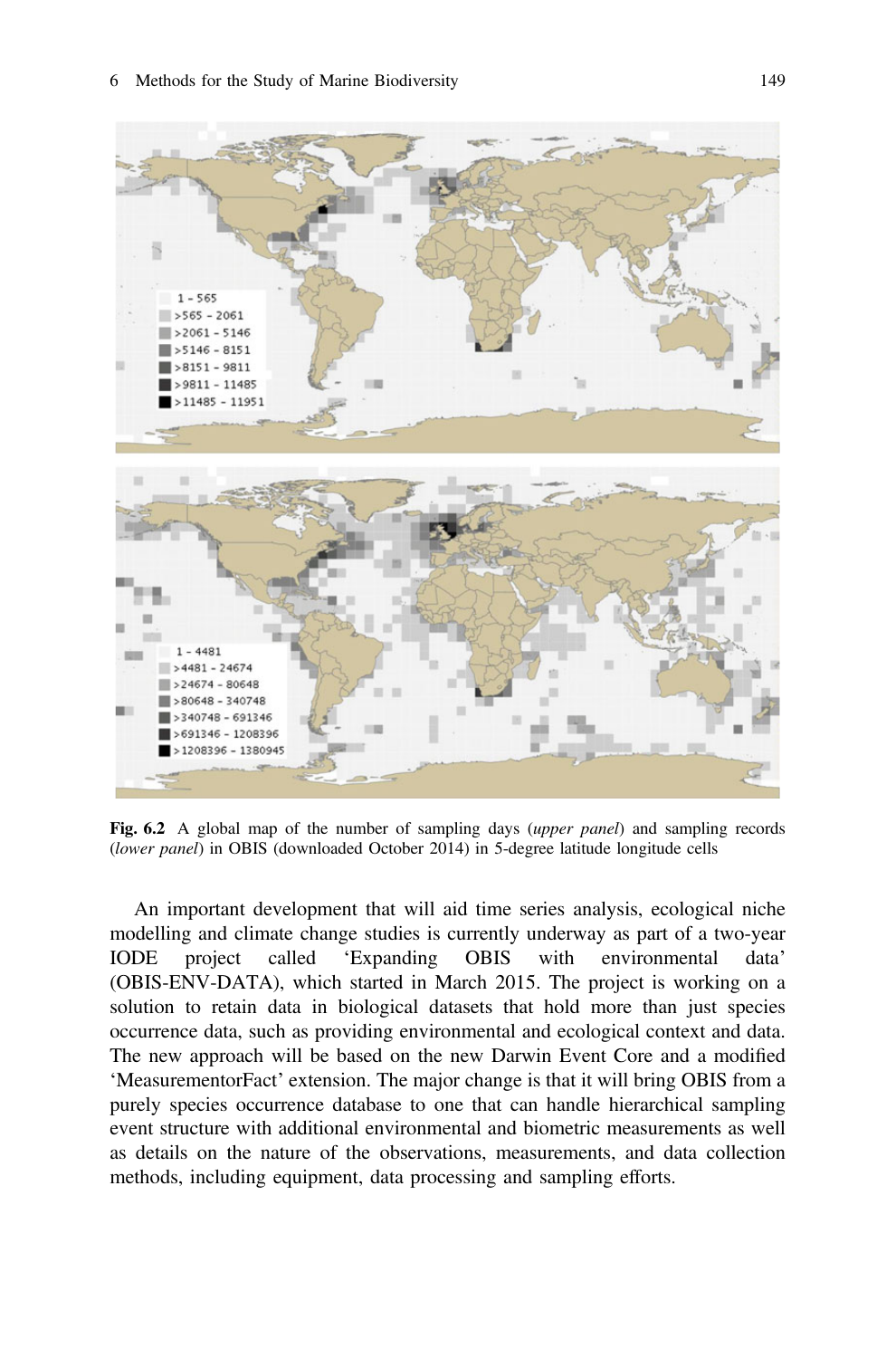1 - 565
>565 - 2061
>2061 - 5146
>5146 - 8151
>8151 - 9811
>9811 - 11485
>11485 - 11951

1 - 4481
>4481 - 24674
>24674 - 80648
>80648 - 340748
>340748 - 691346
>691346 - 1208396
>1208396 - 1380945

**Fig. 6.2** A global map of the number of sampling days (*upper panel*) and sampling records (*lower panel*) in OBIS (downloaded October 2014) in 5-degree latitude longitude cells

An important development that will aid time series analysis, ecological niche modelling and climate change studies is currently underway as part of a two-year IODE project called 'Expanding OBIS with environmental data' (OBIS-ENV-DATA), which started in March 2015. The project is working on a solution to retain data in biological datasets that hold more than just species occurrence data, such as providing environmental and ecological context and data. The new approach will be based on the new Darwin Event Core and a modified 'MeasurementorFact' extension. The major change is that it will bring OBIS from a purely species occurrence database to one that can handle hierarchical sampling event structure with additional environmental and biometric measurements as well as details on the nature of the observations, measurements, and data collection methods, including equipment, data processing and sampling efforts.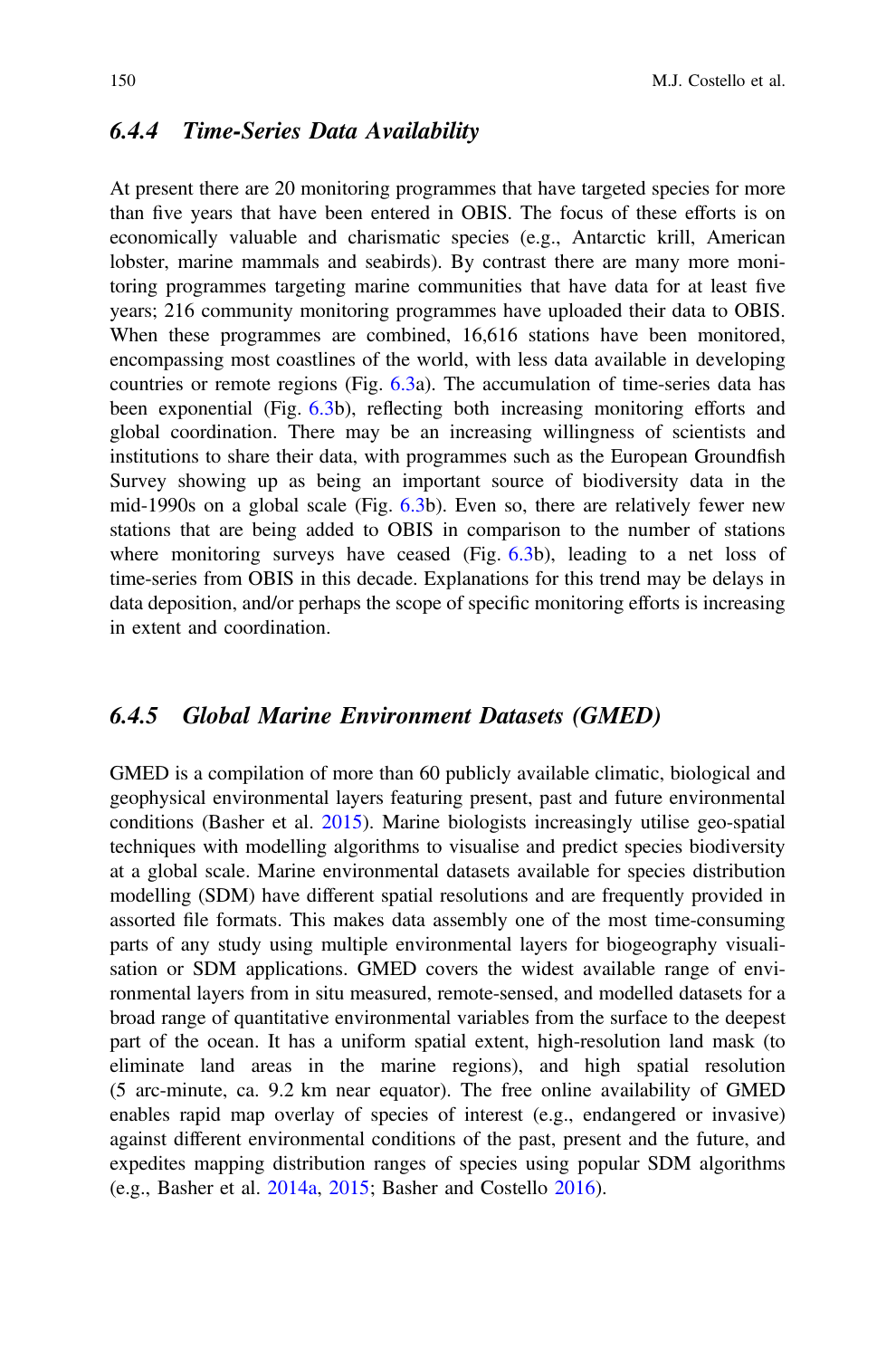### 6.4.4 Time-Series Data Availability

At present there are 20 monitoring programmes that have targeted species for more than five years that have been entered in OBIS. The focus of these efforts is on economically valuable and charismatic species (e.g., Antarctic krill, American lobster, marine mammals and seabirds). By contrast there are many more monitoring programmes targeting marine communities that have data for at least five years; 216 community monitoring programmes have uploaded their data to OBIS. When these programmes are combined, 16,616 stations have been monitored, encompassing most coastlines of the world, with less data available in developing countries or remote regions (Fig. 6.3a). The accumulation of time-series data has been exponential (Fig. 6.3b), reflecting both increasing monitoring efforts and global coordination. There may be an increasing willingness of scientists and institutions to share their data, with programmes such as the European Groundfish Survey showing up as being an important source of biodiversity data in the mid-1990s on a global scale (Fig. 6.3b). Even so, there are relatively fewer new stations that are being added to OBIS in comparison to the number of stations where monitoring surveys have ceased (Fig. 6.3b), leading to a net loss of time-series from OBIS in this decade. Explanations for this trend may be delays in data deposition, and/or perhaps the scope of specific monitoring efforts is increasing in extent and coordination.

### 6.4.5 Global Marine Environment Datasets (GMED)

GMED is a compilation of more than 60 publicly available climatic, biological and geophysical environmental layers featuring present, past and future environmental conditions (Basher et al. 2015). Marine biologists increasingly utilise geo-spatial techniques with modelling algorithms to visualise and predict species biodiversity at a global scale. Marine environmental datasets available for species distribution modelling (SDM) have different spatial resolutions and are frequently provided in assorted file formats. This makes data assembly one of the most time-consuming parts of any study using multiple environmental layers for biogeography visualisation or SDM applications. GMED covers the widest available range of environmental layers from in situ measured, remote-sensed, and modelled datasets for a broad range of quantitative environmental variables from the surface to the deepest part of the ocean. It has a uniform spatial extent, high-resolution land mask (to eliminate land areas in the marine regions), and high spatial resolution (5 arc-minute, ca. 9.2 km near equator). The free online availability of GMED enables rapid map overlay of species of interest (e.g., endangered or invasive) against different environmental conditions of the past, present and the future, and expedites mapping distribution ranges of species using popular SDM algorithms (e.g., Basher et al. 2014a, 2015; Basher and Costello 2016).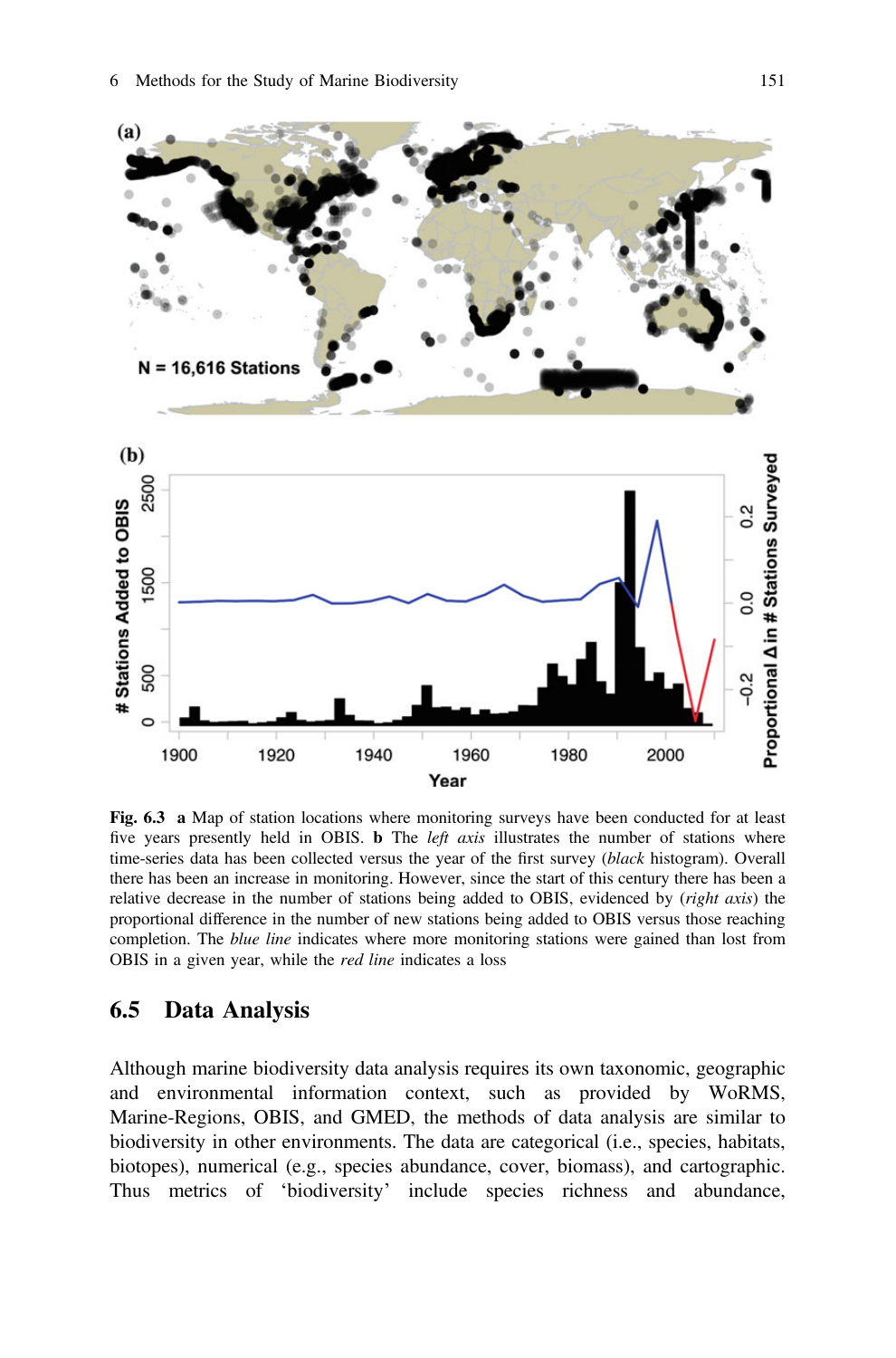(a)

N = 16,616 Stations

(b)

# Stations Added to OBIS

0
500
1500
2500

1900
1920
1940
1960
1980
2000

Year

Proportional Δ in # Stations Surveyed

−0.2
0.0
0.2

**Fig. 6.3** **a** Map of station locations where monitoring surveys have been conducted for at least five years presently held in OBIS. **b** The *left axis* illustrates the number of stations where time-series data has been collected versus the year of the first survey (*black* histogram). Overall there has been an increase in monitoring. However, since the start of this century there has been a relative decrease in the number of stations being added to OBIS, evidenced by (*right axis*) the proportional difference in the number of new stations being added to OBIS versus those reaching completion. The *blue line* indicates where more monitoring stations were gained than lost from OBIS in a given year, while the *red line* indicates a loss

## 6.5 Data Analysis

Although marine biodiversity data analysis requires its own taxonomic, geographic and environmental information context, such as provided by WoRMS, Marine-Regions, OBIS, and GMED, the methods of data analysis are similar to biodiversity in other environments. The data are categorical (i.e., species, habitats, biotopes), numerical (e.g., species abundance, cover, biomass), and cartographic. Thus metrics of 'biodiversity' include species richness and abundance,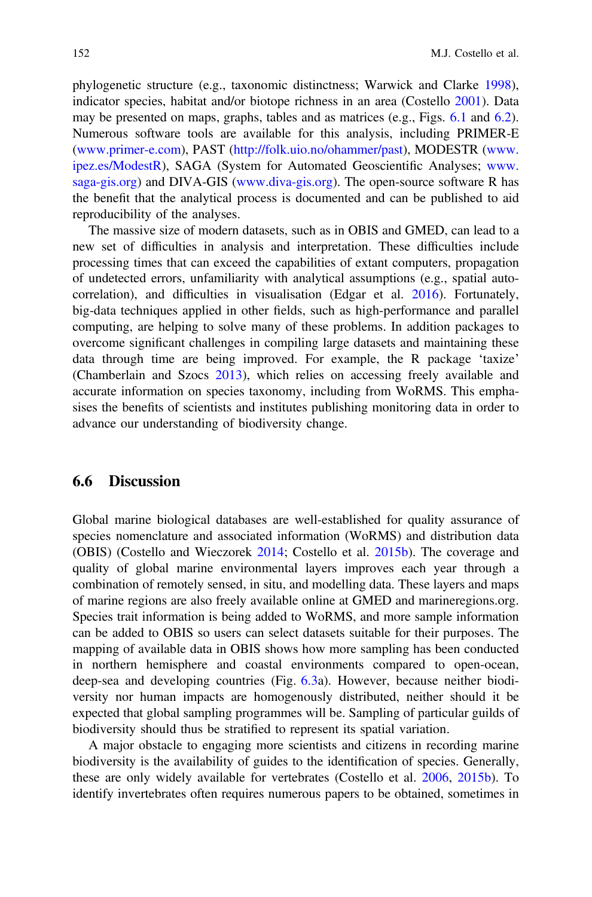phylogenetic structure (e.g., taxonomic distinctness; Warwick and Clarke 1998), indicator species, habitat and/or biotope richness in an area (Costello 2001). Data may be presented on maps, graphs, tables and as matrices (e.g., Figs. 6.1 and 6.2). Numerous software tools are available for this analysis, including PRIMER-E (www.primer-e.com), PAST (http://folk.uio.no/ohammer/past), MODESTR (www.ipez.es/ModestR), SAGA (System for Automated Geoscientific Analyses; www.saga-gis.org) and DIVA-GIS (www.diva-gis.org). The open-source software R has the benefit that the analytical process is documented and can be published to aid reproducibility of the analyses.

The massive size of modern datasets, such as in OBIS and GMED, can lead to a new set of difficulties in analysis and interpretation. These difficulties include processing times that can exceed the capabilities of extant computers, propagation of undetected errors, unfamiliarity with analytical assumptions (e.g., spatial auto-correlation), and difficulties in visualisation (Edgar et al. 2016). Fortunately, big-data techniques applied in other fields, such as high-performance and parallel computing, are helping to solve many of these problems. In addition packages to overcome significant challenges in compiling large datasets and maintaining these data through time are being improved. For example, the R package 'taxize' (Chamberlain and Szocs 2013), which relies on accessing freely available and accurate information on species taxonomy, including from WoRMS. This emphasises the benefits of scientists and institutes publishing monitoring data in order to advance our understanding of biodiversity change.

## 6.6 Discussion

Global marine biological databases are well-established for quality assurance of species nomenclature and associated information (WoRMS) and distribution data (OBIS) (Costello and Wieczorek 2014; Costello et al. 2015b). The coverage and quality of global marine environmental layers improves each year through a combination of remotely sensed, in situ, and modelling data. These layers and maps of marine regions are also freely available online at GMED and marineregions.org. Species trait information is being added to WoRMS, and more sample information can be added to OBIS so users can select datasets suitable for their purposes. The mapping of available data in OBIS shows how more sampling has been conducted in northern hemisphere and coastal environments compared to open-ocean, deep-sea and developing countries (Fig. 6.3a). However, because neither biodiversity nor human impacts are homogenously distributed, neither should it be expected that global sampling programmes will be. Sampling of particular guilds of biodiversity should thus be stratified to represent its spatial variation.

A major obstacle to engaging more scientists and citizens in recording marine biodiversity is the availability of guides to the identification of species. Generally, these are only widely available for vertebrates (Costello et al. 2006, 2015b). To identify invertebrates often requires numerous papers to be obtained, sometimes in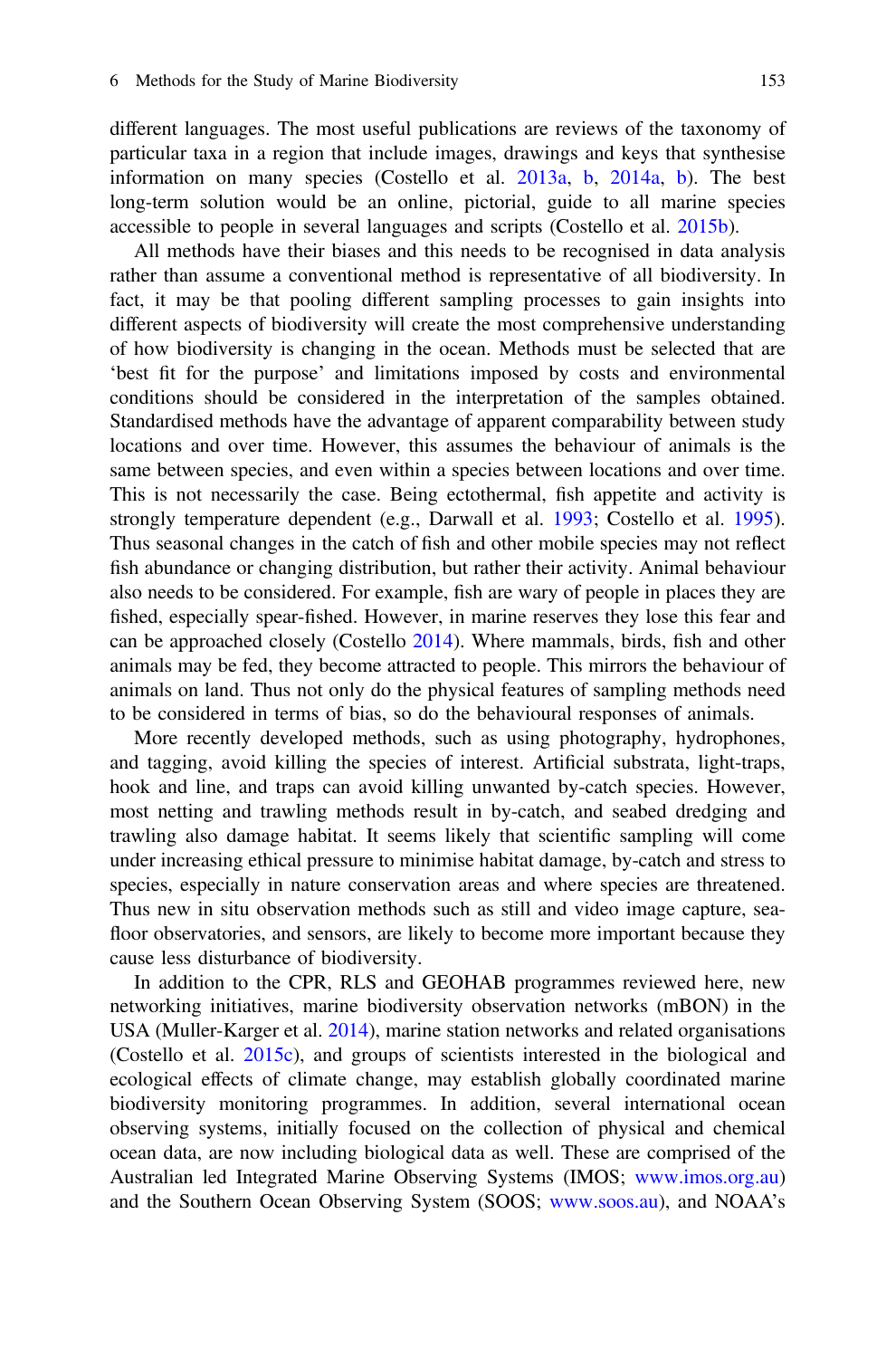different languages. The most useful publications are reviews of the taxonomy of particular taxa in a region that include images, drawings and keys that synthesise information on many species (Costello et al. 2013a, b, 2014a, b). The best long-term solution would be an online, pictorial, guide to all marine species accessible to people in several languages and scripts (Costello et al. 2015b).

All methods have their biases and this needs to be recognised in data analysis rather than assume a conventional method is representative of all biodiversity. In fact, it may be that pooling different sampling processes to gain insights into different aspects of biodiversity will create the most comprehensive understanding of how biodiversity is changing in the ocean. Methods must be selected that are 'best fit for the purpose' and limitations imposed by costs and environmental conditions should be considered in the interpretation of the samples obtained. Standardised methods have the advantage of apparent comparability between study locations and over time. However, this assumes the behaviour of animals is the same between species, and even within a species between locations and over time. This is not necessarily the case. Being ectothermal, fish appetite and activity is strongly temperature dependent (e.g., Darwall et al. 1993; Costello et al. 1995). Thus seasonal changes in the catch of fish and other mobile species may not reflect fish abundance or changing distribution, but rather their activity. Animal behaviour also needs to be considered. For example, fish are wary of people in places they are fished, especially spear-fished. However, in marine reserves they lose this fear and can be approached closely (Costello 2014). Where mammals, birds, fish and other animals may be fed, they become attracted to people. This mirrors the behaviour of animals on land. Thus not only do the physical features of sampling methods need to be considered in terms of bias, so do the behavioural responses of animals.

More recently developed methods, such as using photography, hydrophones, and tagging, avoid killing the species of interest. Artificial substrata, light-traps, hook and line, and traps can avoid killing unwanted by-catch species. However, most netting and trawling methods result in by-catch, and seabed dredging and trawling also damage habitat. It seems likely that scientific sampling will come under increasing ethical pressure to minimise habitat damage, by-catch and stress to species, especially in nature conservation areas and where species are threatened. Thus new in situ observation methods such as still and video image capture, seafloor observatories, and sensors, are likely to become more important because they cause less disturbance of biodiversity.

In addition to the CPR, RLS and GEOHAB programmes reviewed here, new networking initiatives, marine biodiversity observation networks (mBON) in the USA (Muller-Karger et al. 2014), marine station networks and related organisations (Costello et al. 2015c), and groups of scientists interested in the biological and ecological effects of climate change, may establish globally coordinated marine biodiversity monitoring programmes. In addition, several international ocean observing systems, initially focused on the collection of physical and chemical ocean data, are now including biological data as well. These are comprised of the Australian led Integrated Marine Observing Systems (IMOS; www.imos.org.au) and the Southern Ocean Observing System (SOOS; www.soos.au), and NOAA's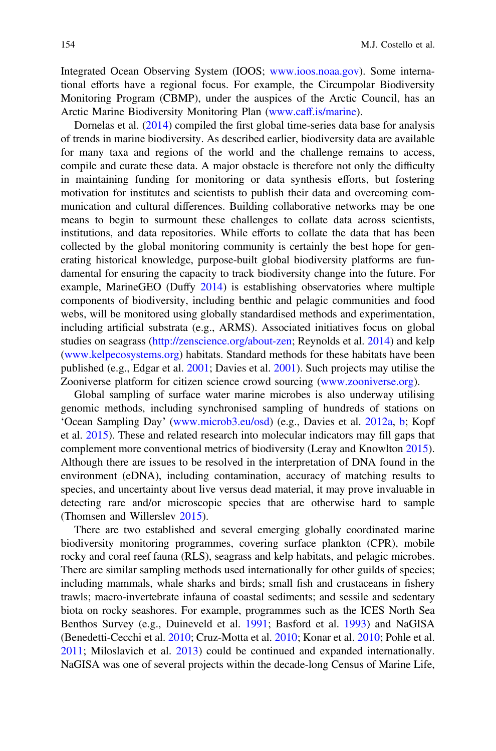Integrated Ocean Observing System (IOOS; www.ioos.noaa.gov). Some international efforts have a regional focus. For example, the Circumpolar Biodiversity Monitoring Program (CBMP), under the auspices of the Arctic Council, has an Arctic Marine Biodiversity Monitoring Plan (www.caff.is/marine).

Dornelas et al. (2014) compiled the first global time-series data base for analysis of trends in marine biodiversity. As described earlier, biodiversity data are available for many taxa and regions of the world and the challenge remains to access, compile and curate these data. A major obstacle is therefore not only the difficulty in maintaining funding for monitoring or data synthesis efforts, but fostering motivation for institutes and scientists to publish their data and overcoming communication and cultural differences. Building collaborative networks may be one means to begin to surmount these challenges to collate data across scientists, institutions, and data repositories. While efforts to collate the data that has been collected by the global monitoring community is certainly the best hope for generating historical knowledge, purpose-built global biodiversity platforms are fundamental for ensuring the capacity to track biodiversity change into the future. For example, MarineGEO (Duffy 2014) is establishing observatories where multiple components of biodiversity, including benthic and pelagic communities and food webs, will be monitored using globally standardised methods and experimentation, including artificial substrata (e.g., ARMS). Associated initiatives focus on global studies on seagrass (http://zenscience.org/about-zen; Reynolds et al. 2014) and kelp (www.kelpecosystems.org) habitats. Standard methods for these habitats have been published (e.g., Edgar et al. 2001; Davies et al. 2001). Such projects may utilise the Zooniverse platform for citizen science crowd sourcing (www.zooniverse.org).

Global sampling of surface water marine microbes is also underway utilising genomic methods, including synchronised sampling of hundreds of stations on 'Ocean Sampling Day' (www.microb3.eu/osd) (e.g., Davies et al. 2012a, b; Kopf et al. 2015). These and related research into molecular indicators may fill gaps that complement more conventional metrics of biodiversity (Leray and Knowlton 2015). Although there are issues to be resolved in the interpretation of DNA found in the environment (eDNA), including contamination, accuracy of matching results to species, and uncertainty about live versus dead material, it may prove invaluable in detecting rare and/or microscopic species that are otherwise hard to sample (Thomsen and Willerslev 2015).

There are two established and several emerging globally coordinated marine biodiversity monitoring programmes, covering surface plankton (CPR), mobile rocky and coral reef fauna (RLS), seagrass and kelp habitats, and pelagic microbes. There are similar sampling methods used internationally for other guilds of species; including mammals, whale sharks and birds; small fish and crustaceans in fishery trawls; macro-invertebrate infauna of coastal sediments; and sessile and sedentary biota on rocky seashores. For example, programmes such as the ICES North Sea Benthos Survey (e.g., Duineveld et al. 1991; Basford et al. 1993) and NaGISA (Benedetti-Cecchi et al. 2010; Cruz-Motta et al. 2010; Konar et al. 2010; Pohle et al. 2011; Miloslavich et al. 2013) could be continued and expanded internationally. NaGISA was one of several projects within the decade-long Census of Marine Life,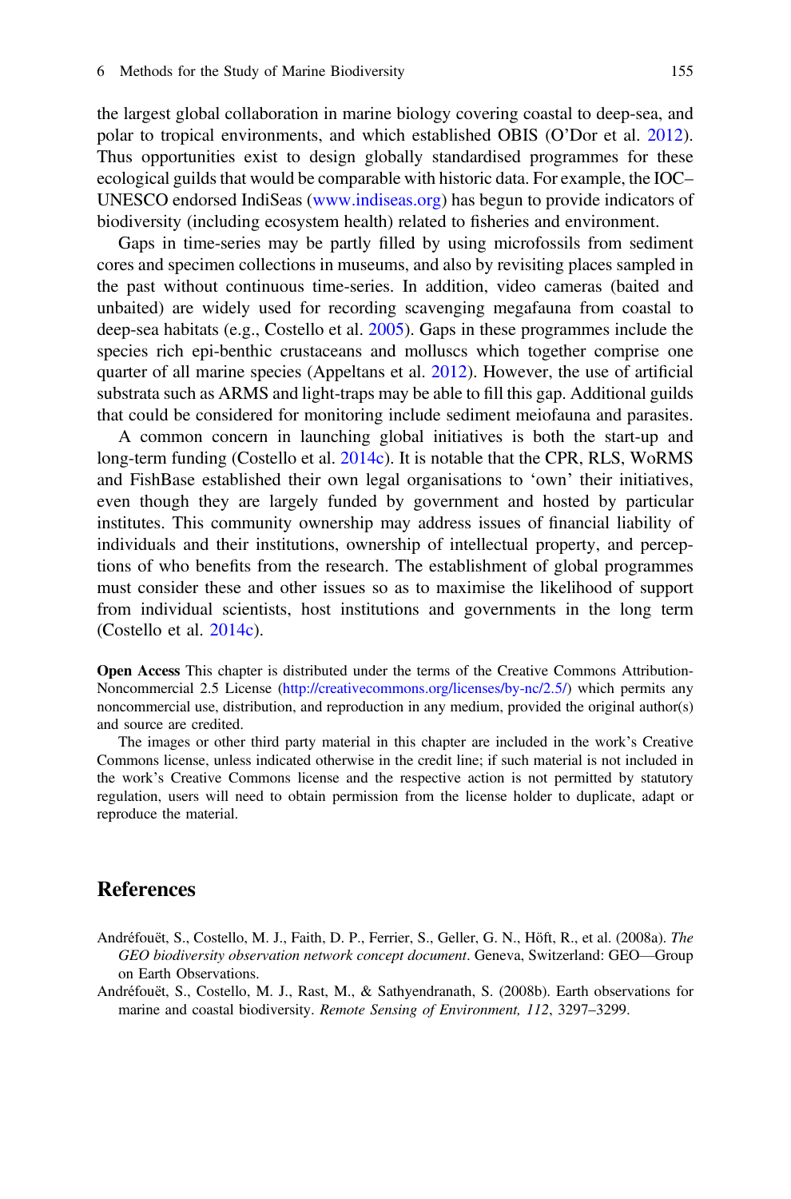the largest global collaboration in marine biology covering coastal to deep-sea, and polar to tropical environments, and which established OBIS (O'Dor et al. 2012). Thus opportunities exist to design globally standardised programmes for these ecological guilds that would be comparable with historic data. For example, the IOC–UNESCO endorsed IndiSeas (www.indiseas.org) has begun to provide indicators of biodiversity (including ecosystem health) related to fisheries and environment.

Gaps in time-series may be partly filled by using microfossils from sediment cores and specimen collections in museums, and also by revisiting places sampled in the past without continuous time-series. In addition, video cameras (baited and unbaited) are widely used for recording scavenging megafauna from coastal to deep-sea habitats (e.g., Costello et al. 2005). Gaps in these programmes include the species rich epi-benthic crustaceans and molluscs which together comprise one quarter of all marine species (Appeltans et al. 2012). However, the use of artificial substrata such as ARMS and light-traps may be able to fill this gap. Additional guilds that could be considered for monitoring include sediment meiofauna and parasites.

A common concern in launching global initiatives is both the start-up and long-term funding (Costello et al. 2014c). It is notable that the CPR, RLS, WoRMS and FishBase established their own legal organisations to 'own' their initiatives, even though they are largely funded by government and hosted by particular institutes. This community ownership may address issues of financial liability of individuals and their institutions, ownership of intellectual property, and perceptions of who benefits from the research. The establishment of global programmes must consider these and other issues so as to maximise the likelihood of support from individual scientists, host institutions and governments in the long term (Costello et al. 2014c).

**Open Access** This chapter is distributed under the terms of the Creative Commons Attribution-Noncommercial 2.5 License (http://creativecommons.org/licenses/by-nc/2.5/) which permits any noncommercial use, distribution, and reproduction in any medium, provided the original author(s) and source are credited.

The images or other third party material in this chapter are included in the work's Creative Commons license, unless indicated otherwise in the credit line; if such material is not included in the work's Creative Commons license and the respective action is not permitted by statutory regulation, users will need to obtain permission from the license holder to duplicate, adapt or reproduce the material.

## References

Andréfouët, S., Costello, M. J., Faith, D. P., Ferrier, S., Geller, G. N., Höft, R., et al. (2008a). *The GEO biodiversity observation network concept document*. Geneva, Switzerland: GEO—Group on Earth Observations.

Andréfouët, S., Costello, M. J., Rast, M., & Sathyendranath, S. (2008b). Earth observations for marine and coastal biodiversity. *Remote Sensing of Environment, 112*, 3297–3299.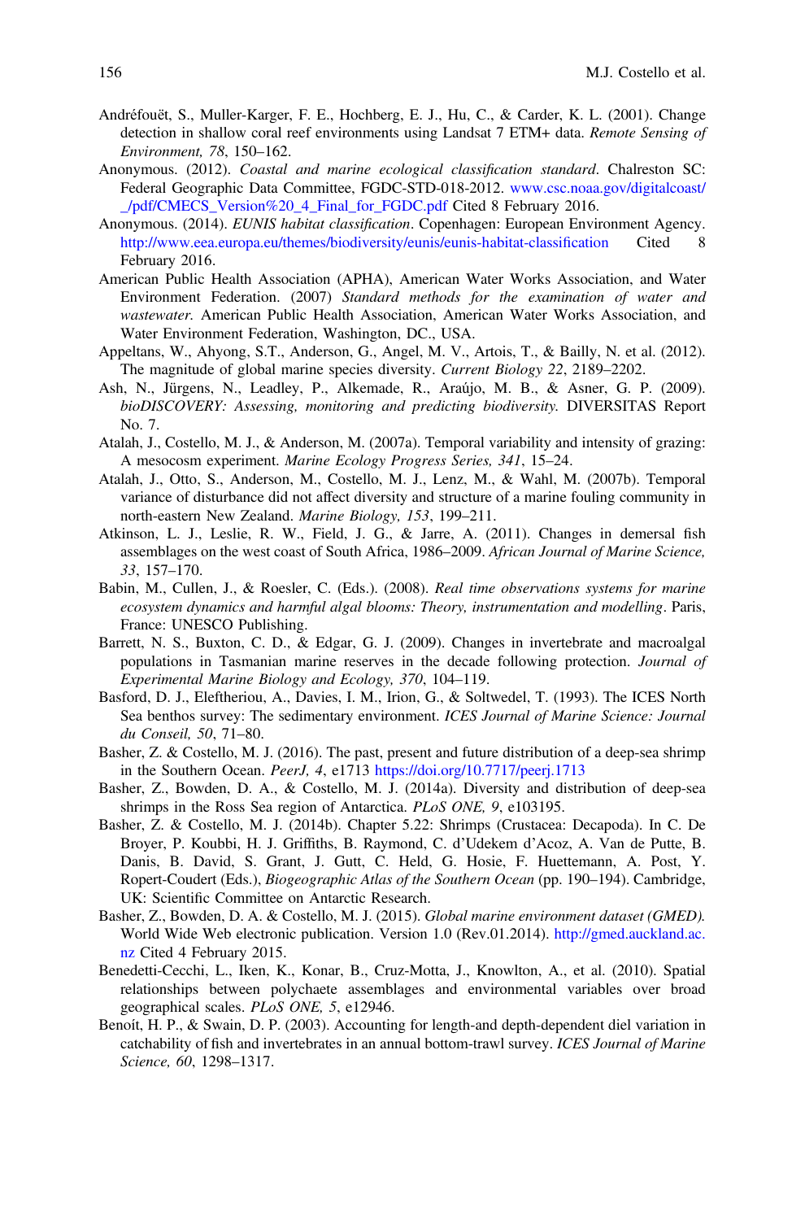Andréfouët, S., Muller-Karger, F. E., Hochberg, E. J., Hu, C., & Carder, K. L. (2001). Change detection in shallow coral reef environments using Landsat 7 ETM+ data. *Remote Sensing of Environment, 78*, 150–162.

Anonymous. (2012). *Coastal and marine ecological classification standard*. Chalreston SC: Federal Geographic Data Committee, FGDC-STD-018-2012. www.csc.noaa.gov/digitalcoast/_/pdf/CMECS_Version%20_4_Final_for_FGDC.pdf Cited 8 February 2016.

Anonymous. (2014). *EUNIS habitat classification*. Copenhagen: European Environment Agency. http://www.eea.europa.eu/themes/biodiversity/eunis/eunis-habitat-classification Cited 8 February 2016.

American Public Health Association (APHA), American Water Works Association, and Water Environment Federation. (2007) *Standard methods for the examination of water and wastewater*. American Public Health Association, American Water Works Association, and Water Environment Federation, Washington, DC., USA.

Appeltans, W., Ahyong, S.T., Anderson, G., Angel, M. V., Artois, T., & Bailly, N. et al. (2012). The magnitude of global marine species diversity. *Current Biology 22*, 2189–2202.

Ash, N., Jürgens, N., Leadley, P., Alkemade, R., Araújo, M. B., & Asner, G. P. (2009). *bioDISCOVERY: Assessing, monitoring and predicting biodiversity*. DIVERSITAS Report No. 7.

Atalah, J., Costello, M. J., & Anderson, M. (2007a). Temporal variability and intensity of grazing: A mesocosm experiment. *Marine Ecology Progress Series, 341*, 15–24.

Atalah, J., Otto, S., Anderson, M., Costello, M. J., Lenz, M., & Wahl, M. (2007b). Temporal variance of disturbance did not affect diversity and structure of a marine fouling community in north-eastern New Zealand. *Marine Biology, 153*, 199–211.

Atkinson, L. J., Leslie, R. W., Field, J. G., & Jarre, A. (2011). Changes in demersal fish assemblages on the west coast of South Africa, 1986–2009. *African Journal of Marine Science, 33*, 157–170.

Babin, M., Cullen, J., & Roesler, C. (Eds.). (2008). *Real time observations systems for marine ecosystem dynamics and harmful algal blooms: Theory, instrumentation and modelling*. Paris, France: UNESCO Publishing.

Barrett, N. S., Buxton, C. D., & Edgar, G. J. (2009). Changes in invertebrate and macroalgal populations in Tasmanian marine reserves in the decade following protection. *Journal of Experimental Marine Biology and Ecology, 370*, 104–119.

Basford, D. J., Eleftheriou, A., Davies, I. M., Irion, G., & Soltwedel, T. (1993). The ICES North Sea benthos survey: The sedimentary environment. *ICES Journal of Marine Science: Journal du Conseil, 50*, 71–80.

Basher, Z. & Costello, M. J. (2016). The past, present and future distribution of a deep-sea shrimp in the Southern Ocean. *PeerJ, 4*, e1713 https://doi.org/10.7717/peerj.1713

Basher, Z., Bowden, D. A., & Costello, M. J. (2014a). Diversity and distribution of deep-sea shrimps in the Ross Sea region of Antarctica. *PLoS ONE, 9*, e103195.

Basher, Z. & Costello, M. J. (2014b). Chapter 5.22: Shrimps (Crustacea: Decapoda). In C. De Broyer, P. Koubbi, H. J. Griffiths, B. Raymond, C. d'Udekem d'Acoz, A. Van de Putte, B. Danis, B. David, S. Grant, J. Gutt, C. Held, G. Hosie, F. Huettemann, A. Post, Y. Ropert-Coudert (Eds.), *Biogeographic Atlas of the Southern Ocean* (pp. 190–194). Cambridge, UK: Scientific Committee on Antarctic Research.

Basher, Z., Bowden, D. A. & Costello, M. J. (2015). *Global marine environment dataset (GMED)*. World Wide Web electronic publication. Version 1.0 (Rev.01.2014). http://gmed.auckland.ac.nz Cited 4 February 2015.

Benedetti-Cecchi, L., Iken, K., Konar, B., Cruz-Motta, J., Knowlton, A., et al. (2010). Spatial relationships between polychaete assemblages and environmental variables over broad geographical scales. *PLoS ONE, 5*, e12946.

Benoít, H. P., & Swain, D. P. (2003). Accounting for length-and depth-dependent diel variation in catchability of fish and invertebrates in an annual bottom-trawl survey. *ICES Journal of Marine Science, 60*, 1298–1317.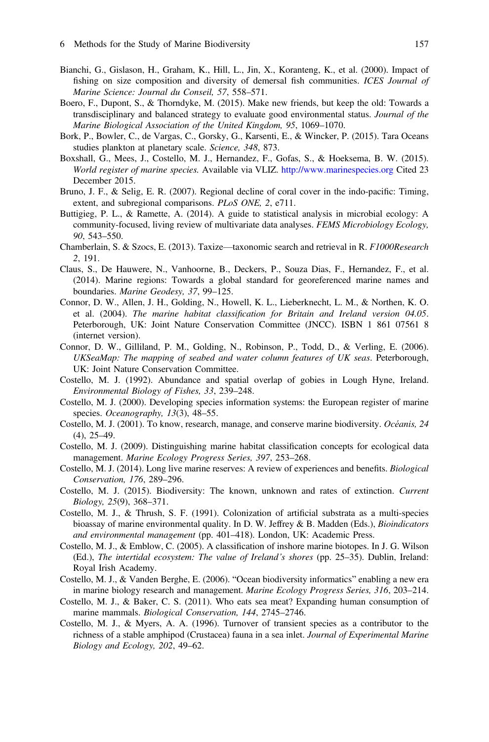Bianchi, G., Gislason, H., Graham, K., Hill, L., Jin, X., Koranteng, K., et al. (2000). Impact of fishing on size composition and diversity of demersal fish communities. *ICES Journal of Marine Science: Journal du Conseil, 57*, 558–571.

Boero, F., Dupont, S., & Thorndyke, M. (2015). Make new friends, but keep the old: Towards a transdisciplinary and balanced strategy to evaluate good environmental status. *Journal of the Marine Biological Association of the United Kingdom, 95*, 1069–1070.

Bork, P., Bowler, C., de Vargas, C., Gorsky, G., Karsenti, E., & Wincker, P. (2015). Tara Oceans studies plankton at planetary scale. *Science, 348*, 873.

Boxshall, G., Mees, J., Costello, M. J., Hernandez, F., Gofas, S., & Hoeksema, B. W. (2015). *World register of marine species.* Available via VLIZ. http://www.marinespecies.org Cited 23 December 2015.

Bruno, J. F., & Selig, E. R. (2007). Regional decline of coral cover in the indo-pacific: Timing, extent, and subregional comparisons. *PLoS ONE, 2*, e711.

Buttigieg, P. L., & Ramette, A. (2014). A guide to statistical analysis in microbial ecology: A community-focused, living review of multivariate data analyses. *FEMS Microbiology Ecology, 90*, 543–550.

Chamberlain, S. & Szocs, E. (2013). Taxize—taxonomic search and retrieval in R. *F1000Research 2*, 191.

Claus, S., De Hauwere, N., Vanhoorne, B., Deckers, P., Souza Dias, F., Hernandez, F., et al. (2014). Marine regions: Towards a global standard for georeferenced marine names and boundaries. *Marine Geodesy, 37*, 99–125.

Connor, D. W., Allen, J. H., Golding, N., Howell, K. L., Lieberknecht, L. M., & Northen, K. O. et al. (2004). *The marine habitat classification for Britain and Ireland version 04.05*. Peterborough, UK: Joint Nature Conservation Committee (JNCC). ISBN 1 861 07561 8 (internet version).

Connor, D. W., Gilliland, P. M., Golding, N., Robinson, P., Todd, D., & Verling, E. (2006). *UKSeaMap: The mapping of seabed and water column features of UK seas*. Peterborough, UK: Joint Nature Conservation Committee.

Costello, M. J. (1992). Abundance and spatial overlap of gobies in Lough Hyne, Ireland. *Environmental Biology of Fishes, 33*, 239–248.

Costello, M. J. (2000). Developing species information systems: the European register of marine species. *Oceanography, 13*(3), 48–55.

Costello, M. J. (2001). To know, research, manage, and conserve marine biodiversity. *Océanis, 24* (4), 25–49.

Costello, M. J. (2009). Distinguishing marine habitat classification concepts for ecological data management. *Marine Ecology Progress Series, 397*, 253–268.

Costello, M. J. (2014). Long live marine reserves: A review of experiences and benefits. *Biological Conservation, 176*, 289–296.

Costello, M. J. (2015). Biodiversity: The known, unknown and rates of extinction. *Current Biology, 25*(9), 368–371.

Costello, M. J., & Thrush, S. F. (1991). Colonization of artificial substrata as a multi-species bioassay of marine environmental quality. In D. W. Jeffrey & B. Madden (Eds.), *Bioindicators and environmental management* (pp. 401–418). London, UK: Academic Press.

Costello, M. J., & Emblow, C. (2005). A classification of inshore marine biotopes. In J. G. Wilson (Ed.), *The intertidal ecosystem: The value of Ireland's shores* (pp. 25–35). Dublin, Ireland: Royal Irish Academy.

Costello, M. J., & Vanden Berghe, E. (2006). "Ocean biodiversity informatics" enabling a new era in marine biology research and management. *Marine Ecology Progress Series, 316*, 203–214.

Costello, M. J., & Baker, C. S. (2011). Who eats sea meat? Expanding human consumption of marine mammals. *Biological Conservation, 144*, 2745–2746.

Costello, M. J., & Myers, A. A. (1996). Turnover of transient species as a contributor to the richness of a stable amphipod (Crustacea) fauna in a sea inlet. *Journal of Experimental Marine Biology and Ecology, 202*, 49–62.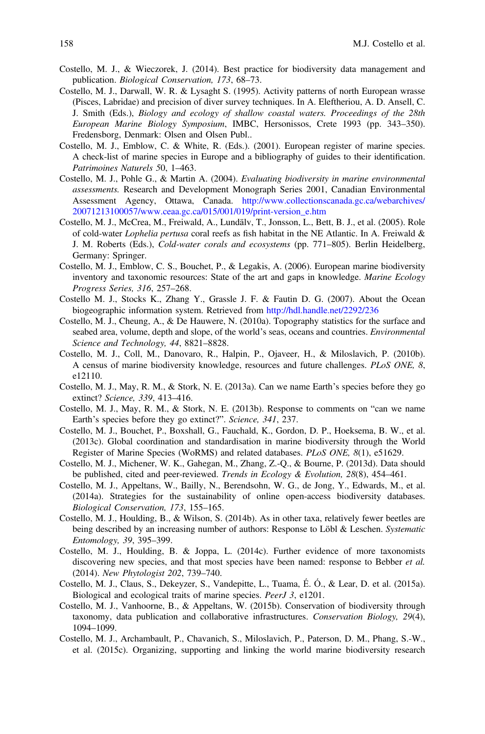Costello, M. J., & Wieczorek, J. (2014). Best practice for biodiversity data management and publication. *Biological Conservation, 173*, 68–73.

Costello, M. J., Darwall, W. R. & Lysaght S. (1995). Activity patterns of north European wrasse (Pisces, Labridae) and precision of diver survey techniques. In A. Eleftheriou, A. D. Ansell, C. J. Smith (Eds.), *Biology and ecology of shallow coastal waters. Proceedings of the 28th European Marine Biology Symposium*, IMBC, Hersonissos, Crete 1993 (pp. 343–350). Fredensborg, Denmark: Olsen and Olsen Publ..

Costello, M. J., Emblow, C. & White, R. (Eds.). (2001). European register of marine species. A check-list of marine species in Europe and a bibliography of guides to their identification. *Patrimoines Naturels* 50, 1–463.

Costello, M. J., Pohle G., & Martin A. (2004). *Evaluating biodiversity in marine environmental assessments.* Research and Development Monograph Series 2001, Canadian Environmental Assessment Agency, Ottawa, Canada. http://www.collectionscanada.gc.ca/webarchives/20071213100057/www.ceaa.gc.ca/015/001/019/print-version_e.htm

Costello, M. J., McCrea, M., Freiwald, A., Lundälv, T., Jonsson, L., Bett, B. J., et al. (2005). Role of cold-water *Lophelia pertusa* coral reefs as fish habitat in the NE Atlantic. In A. Freiwald & J. M. Roberts (Eds.), *Cold-water corals and ecosystems* (pp. 771–805). Berlin Heidelberg, Germany: Springer.

Costello, M. J., Emblow, C. S., Bouchet, P., & Legakis, A. (2006). European marine biodiversity inventory and taxonomic resources: State of the art and gaps in knowledge. *Marine Ecology Progress Series, 316*, 257–268.

Costello M. J., Stocks K., Zhang Y., Grassle J. F. & Fautin D. G. (2007). About the Ocean biogeographic information system. Retrieved from http://hdl.handle.net/2292/236

Costello, M. J., Cheung, A., & De Hauwere, N. (2010a). Topography statistics for the surface and seabed area, volume, depth and slope, of the world's seas, oceans and countries. *Environmental Science and Technology, 44*, 8821–8828.

Costello, M. J., Coll, M., Danovaro, R., Halpin, P., Ojaveer, H., & Miloslavich, P. (2010b). A census of marine biodiversity knowledge, resources and future challenges. *PLoS ONE, 8*, e12110.

Costello, M. J., May, R. M., & Stork, N. E. (2013a). Can we name Earth's species before they go extinct? *Science, 339*, 413–416.

Costello, M. J., May, R. M., & Stork, N. E. (2013b). Response to comments on "can we name Earth's species before they go extinct?". *Science, 341*, 237.

Costello, M. J., Bouchet, P., Boxshall, G., Fauchald, K., Gordon, D. P., Hoeksema, B. W., et al. (2013c). Global coordination and standardisation in marine biodiversity through the World Register of Marine Species (WoRMS) and related databases. *PLoS ONE, 8*(1), e51629.

Costello, M. J., Michener, W. K., Gahegan, M., Zhang, Z.-Q., & Bourne, P. (2013d). Data should be published, cited and peer-reviewed. *Trends in Ecology & Evolution, 28*(8), 454–461.

Costello, M. J., Appeltans, W., Bailly, N., Berendsohn, W. G., de Jong, Y., Edwards, M., et al. (2014a). Strategies for the sustainability of online open-access biodiversity databases. *Biological Conservation, 173*, 155–165.

Costello, M. J., Houlding, B., & Wilson, S. (2014b). As in other taxa, relatively fewer beetles are being described by an increasing number of authors: Response to Löbl & Leschen. *Systematic Entomology, 39*, 395–399.

Costello, M. J., Houlding, B. & Joppa, L. (2014c). Further evidence of more taxonomists discovering new species, and that most species have been named: response to Bebber *et al.* (2014). *New Phytologist 202*, 739–740.

Costello, M. J., Claus, S., Dekeyzer, S., Vandepitte, L., Tuama, É. Ó., & Lear, D. et al. (2015a). Biological and ecological traits of marine species. *PeerJ 3*, e1201.

Costello, M. J., Vanhoorne, B., & Appeltans, W. (2015b). Conservation of biodiversity through taxonomy, data publication and collaborative infrastructures. *Conservation Biology, 29*(4), 1094–1099.

Costello, M. J., Archambault, P., Chavanich, S., Miloslavich, P., Paterson, D. M., Phang, S.-W., et al. (2015c). Organizing, supporting and linking the world marine biodiversity research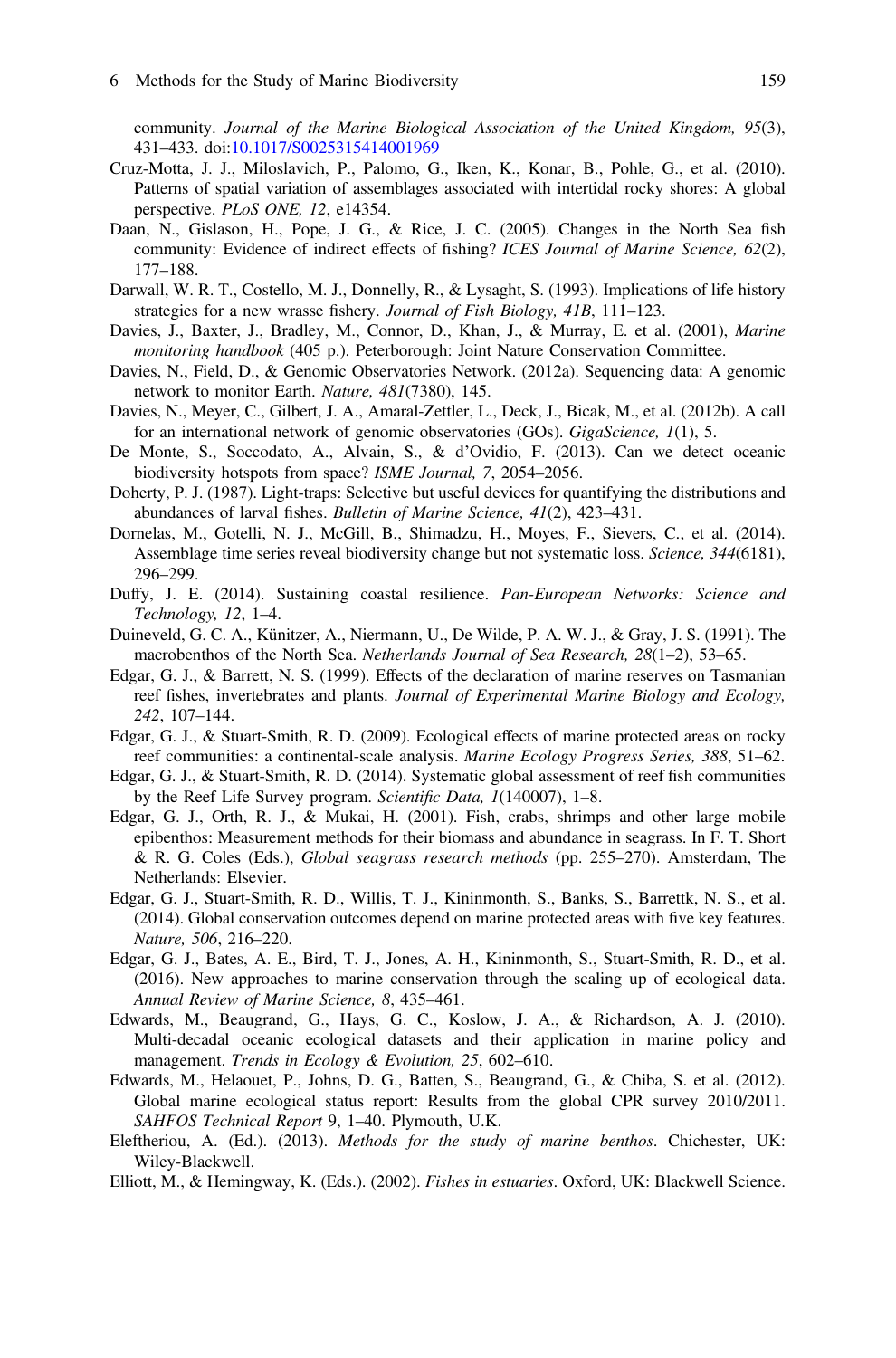community. *Journal of the Marine Biological Association of the United Kingdom, 95*(3), 431–433. doi:10.1017/S0025315414001969

Cruz-Motta, J. J., Miloslavich, P., Palomo, G., Iken, K., Konar, B., Pohle, G., et al. (2010). Patterns of spatial variation of assemblages associated with intertidal rocky shores: A global perspective. *PLoS ONE, 12*, e14354.

Daan, N., Gislason, H., Pope, J. G., & Rice, J. C. (2005). Changes in the North Sea fish community: Evidence of indirect effects of fishing? *ICES Journal of Marine Science, 62*(2), 177–188.

Darwall, W. R. T., Costello, M. J., Donnelly, R., & Lysaght, S. (1993). Implications of life history strategies for a new wrasse fishery. *Journal of Fish Biology, 41B*, 111–123.

Davies, J., Baxter, J., Bradley, M., Connor, D., Khan, J., & Murray, E. et al. (2001), *Marine monitoring handbook* (405 p.). Peterborough: Joint Nature Conservation Committee.

Davies, N., Field, D., & Genomic Observatories Network. (2012a). Sequencing data: A genomic network to monitor Earth. *Nature, 481*(7380), 145.

Davies, N., Meyer, C., Gilbert, J. A., Amaral-Zettler, L., Deck, J., Bicak, M., et al. (2012b). A call for an international network of genomic observatories (GOs). *GigaScience, 1*(1), 5.

De Monte, S., Soccodato, A., Alvain, S., & d'Ovidio, F. (2013). Can we detect oceanic biodiversity hotspots from space? *ISME Journal, 7*, 2054–2056.

Doherty, P. J. (1987). Light-traps: Selective but useful devices for quantifying the distributions and abundances of larval fishes. *Bulletin of Marine Science, 41*(2), 423–431.

Dornelas, M., Gotelli, N. J., McGill, B., Shimadzu, H., Moyes, F., Sievers, C., et al. (2014). Assemblage time series reveal biodiversity change but not systematic loss. *Science, 344*(6181), 296–299.

Duffy, J. E. (2014). Sustaining coastal resilience. *Pan-European Networks: Science and Technology, 12*, 1–4.

Duineveld, G. C. A., Künitzer, A., Niermann, U., De Wilde, P. A. W. J., & Gray, J. S. (1991). The macrobenthos of the North Sea. *Netherlands Journal of Sea Research, 28*(1–2), 53–65.

Edgar, G. J., & Barrett, N. S. (1999). Effects of the declaration of marine reserves on Tasmanian reef fishes, invertebrates and plants. *Journal of Experimental Marine Biology and Ecology, 242*, 107–144.

Edgar, G. J., & Stuart-Smith, R. D. (2009). Ecological effects of marine protected areas on rocky reef communities: a continental-scale analysis. *Marine Ecology Progress Series, 388*, 51–62.

Edgar, G. J., & Stuart-Smith, R. D. (2014). Systematic global assessment of reef fish communities by the Reef Life Survey program. *Scientific Data, 1*(140007), 1–8.

Edgar, G. J., Orth, R. J., & Mukai, H. (2001). Fish, crabs, shrimps and other large mobile epibenthos: Measurement methods for their biomass and abundance in seagrass. In F. T. Short & R. G. Coles (Eds.), *Global seagrass research methods* (pp. 255–270). Amsterdam, The Netherlands: Elsevier.

Edgar, G. J., Stuart-Smith, R. D., Willis, T. J., Kininmonth, S., Banks, S., Barrettk, N. S., et al. (2014). Global conservation outcomes depend on marine protected areas with five key features. *Nature, 506*, 216–220.

Edgar, G. J., Bates, A. E., Bird, T. J., Jones, A. H., Kininmonth, S., Stuart-Smith, R. D., et al. (2016). New approaches to marine conservation through the scaling up of ecological data. *Annual Review of Marine Science, 8*, 435–461.

Edwards, M., Beaugrand, G., Hays, G. C., Koslow, J. A., & Richardson, A. J. (2010). Multi-decadal oceanic ecological datasets and their application in marine policy and management. *Trends in Ecology & Evolution, 25*, 602–610.

Edwards, M., Helaouet, P., Johns, D. G., Batten, S., Beaugrand, G., & Chiba, S. et al. (2012). Global marine ecological status report: Results from the global CPR survey 2010/2011. *SAHFOS Technical Report* 9, 1–40. Plymouth, U.K.

Eleftheriou, A. (Ed.). (2013). *Methods for the study of marine benthos*. Chichester, UK: Wiley-Blackwell.

Elliott, M., & Hemingway, K. (Eds.). (2002). *Fishes in estuaries*. Oxford, UK: Blackwell Science.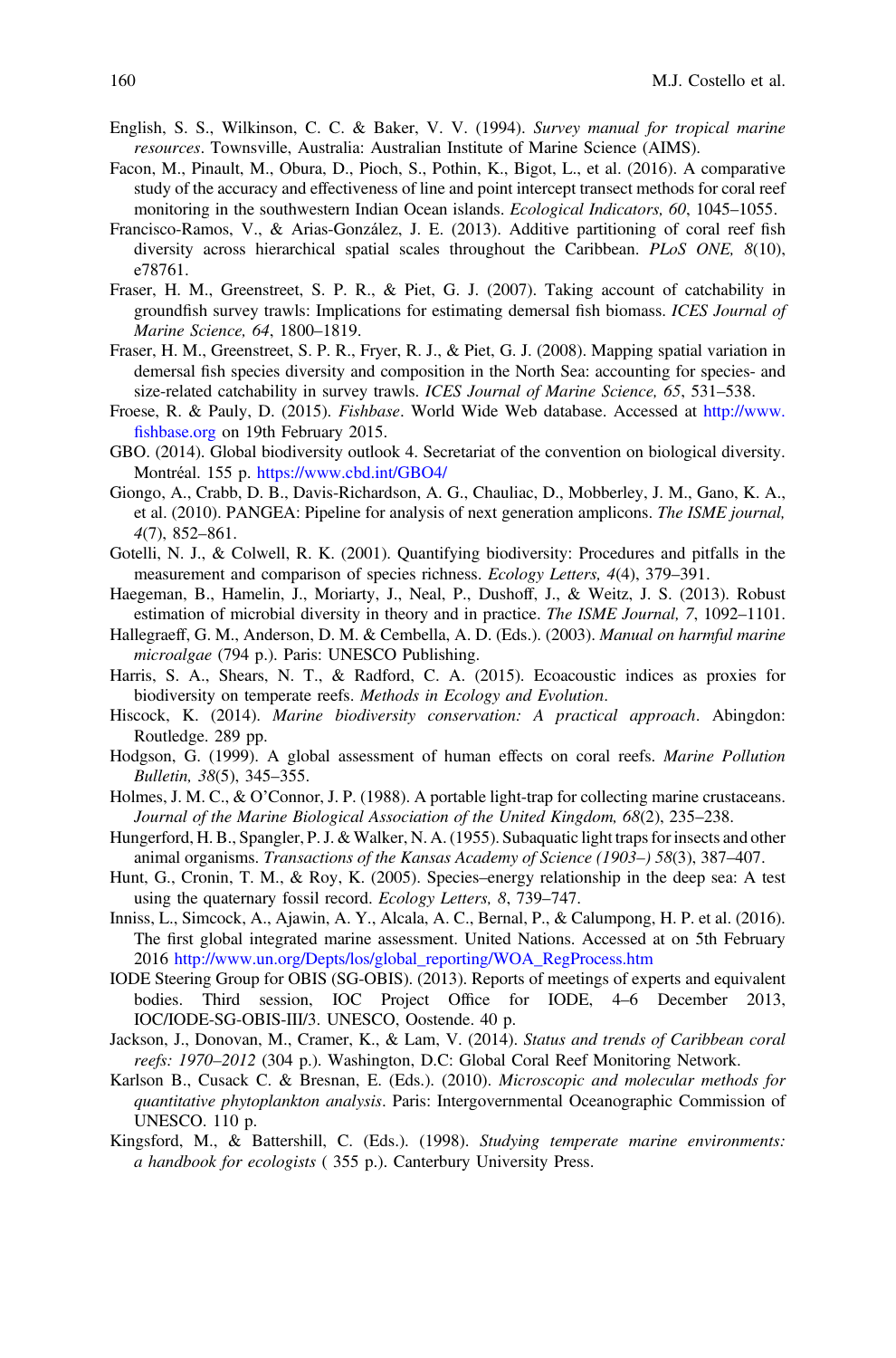English, S. S., Wilkinson, C. C. & Baker, V. V. (1994). *Survey manual for tropical marine resources*. Townsville, Australia: Australian Institute of Marine Science (AIMS).

Facon, M., Pinault, M., Obura, D., Pioch, S., Pothin, K., Bigot, L., et al. (2016). A comparative study of the accuracy and effectiveness of line and point intercept transect methods for coral reef monitoring in the southwestern Indian Ocean islands. *Ecological Indicators, 60*, 1045–1055.

Francisco-Ramos, V., & Arias-González, J. E. (2013). Additive partitioning of coral reef fish diversity across hierarchical spatial scales throughout the Caribbean. *PLoS ONE, 8*(10), e78761.

Fraser, H. M., Greenstreet, S. P. R., & Piet, G. J. (2007). Taking account of catchability in groundfish survey trawls: Implications for estimating demersal fish biomass. *ICES Journal of Marine Science, 64*, 1800–1819.

Fraser, H. M., Greenstreet, S. P. R., Fryer, R. J., & Piet, G. J. (2008). Mapping spatial variation in demersal fish species diversity and composition in the North Sea: accounting for species- and size-related catchability in survey trawls. *ICES Journal of Marine Science, 65*, 531–538.

Froese, R. & Pauly, D. (2015). *Fishbase*. World Wide Web database. Accessed at http://www.fishbase.org on 19th February 2015.

GBO. (2014). Global biodiversity outlook 4. Secretariat of the convention on biological diversity. Montréal. 155 p. https://www.cbd.int/GBO4/

Giongo, A., Crabb, D. B., Davis-Richardson, A. G., Chauliac, D., Mobberley, J. M., Gano, K. A., et al. (2010). PANGEA: Pipeline for analysis of next generation amplicons. *The ISME journal, 4*(7), 852–861.

Gotelli, N. J., & Colwell, R. K. (2001). Quantifying biodiversity: Procedures and pitfalls in the measurement and comparison of species richness. *Ecology Letters, 4*(4), 379–391.

Haegeman, B., Hamelin, J., Moriarty, J., Neal, P., Dushoff, J., & Weitz, J. S. (2013). Robust estimation of microbial diversity in theory and in practice. *The ISME Journal, 7*, 1092–1101.

Hallegraeff, G. M., Anderson, D. M. & Cembella, A. D. (Eds.). (2003). *Manual on harmful marine microalgae* (794 p.). Paris: UNESCO Publishing.

Harris, S. A., Shears, N. T., & Radford, C. A. (2015). Ecoacoustic indices as proxies for biodiversity on temperate reefs. *Methods in Ecology and Evolution*.

Hiscock, K. (2014). *Marine biodiversity conservation: A practical approach*. Abingdon: Routledge. 289 pp.

Hodgson, G. (1999). A global assessment of human effects on coral reefs. *Marine Pollution Bulletin, 38*(5), 345–355.

Holmes, J. M. C., & O'Connor, J. P. (1988). A portable light-trap for collecting marine crustaceans. *Journal of the Marine Biological Association of the United Kingdom, 68*(2), 235–238.

Hungerford, H. B., Spangler, P. J. & Walker, N. A. (1955). Subaquatic light traps for insects and other animal organisms. *Transactions of the Kansas Academy of Science (1903–) 58*(3), 387–407.

Hunt, G., Cronin, T. M., & Roy, K. (2005). Species–energy relationship in the deep sea: A test using the quaternary fossil record. *Ecology Letters, 8*, 739–747.

Inniss, L., Simcock, A., Ajawin, A. Y., Alcala, A. C., Bernal, P., & Calumpong, H. P. et al. (2016). The first global integrated marine assessment. United Nations. Accessed at on 5th February 2016 http://www.un.org/Depts/los/global_reporting/WOA_RegProcess.htm

IODE Steering Group for OBIS (SG-OBIS). (2013). Reports of meetings of experts and equivalent bodies. Third session, IOC Project Office for IODE, 4–6 December 2013, IOC/IODE-SG-OBIS-III/3. UNESCO, Oostende. 40 p.

Jackson, J., Donovan, M., Cramer, K., & Lam, V. (2014). *Status and trends of Caribbean coral reefs: 1970–2012* (304 p.). Washington, D.C: Global Coral Reef Monitoring Network.

Karlson B., Cusack C. & Bresnan, E. (Eds.). (2010). *Microscopic and molecular methods for quantitative phytoplankton analysis*. Paris: Intergovernmental Oceanographic Commission of UNESCO. 110 p.

Kingsford, M., & Battershill, C. (Eds.). (1998). *Studying temperate marine environments: a handbook for ecologists* ( 355 p.). Canterbury University Press.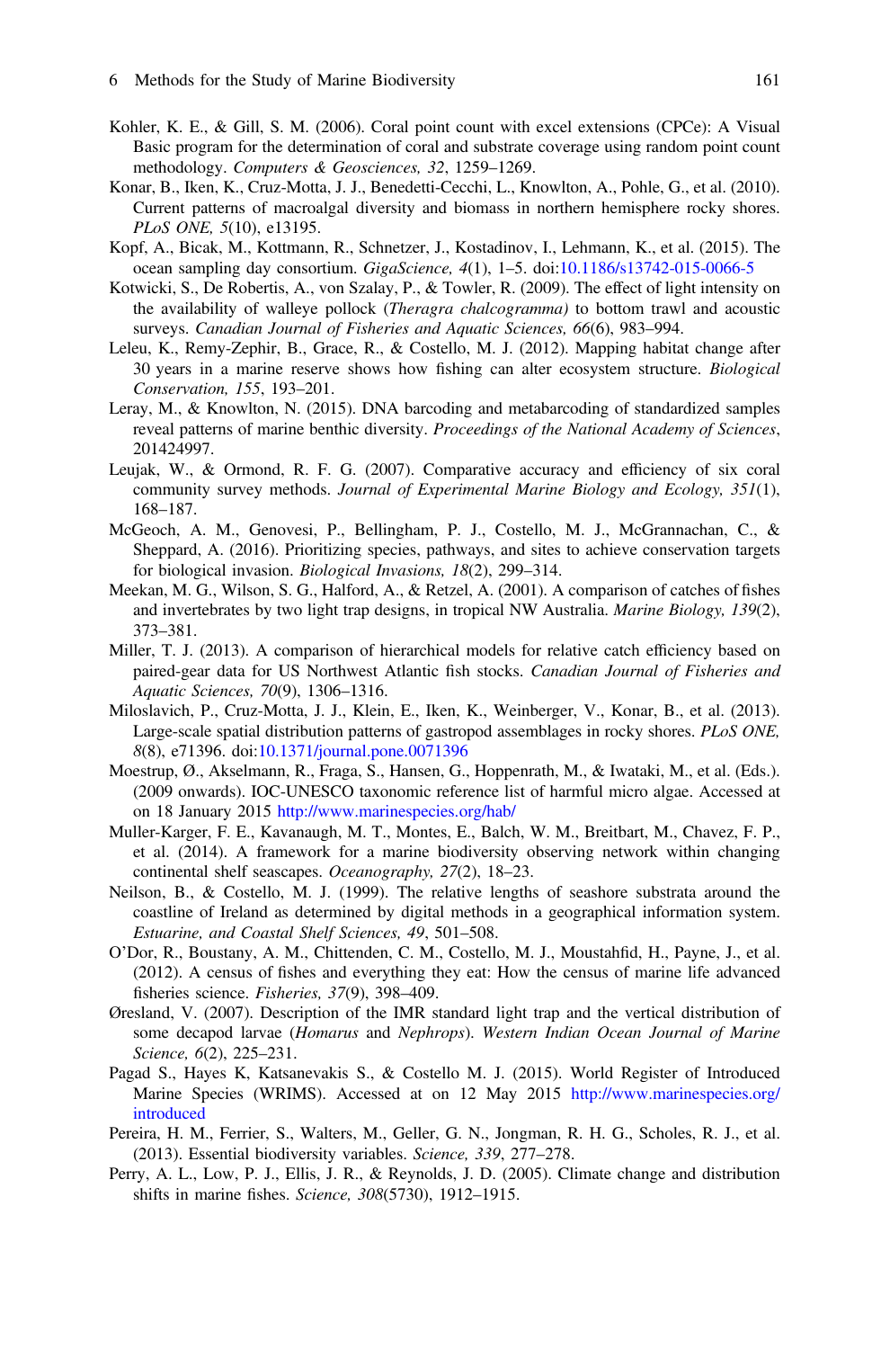Kohler, K. E., & Gill, S. M. (2006). Coral point count with excel extensions (CPCe): A Visual Basic program for the determination of coral and substrate coverage using random point count methodology. *Computers & Geosciences, 32*, 1259–1269.

Konar, B., Iken, K., Cruz-Motta, J. J., Benedetti-Cecchi, L., Knowlton, A., Pohle, G., et al. (2010). Current patterns of macroalgal diversity and biomass in northern hemisphere rocky shores. *PLoS ONE, 5*(10), e13195.

Kopf, A., Bicak, M., Kottmann, R., Schnetzer, J., Kostadinov, I., Lehmann, K., et al. (2015). The ocean sampling day consortium. *GigaScience, 4*(1), 1–5. doi:10.1186/s13742-015-0066-5

Kotwicki, S., De Robertis, A., von Szalay, P., & Towler, R. (2009). The effect of light intensity on the availability of walleye pollock (*Theragra chalcogramma)* to bottom trawl and acoustic surveys. *Canadian Journal of Fisheries and Aquatic Sciences, 66*(6), 983–994.

Leleu, K., Remy-Zephir, B., Grace, R., & Costello, M. J. (2012). Mapping habitat change after 30 years in a marine reserve shows how fishing can alter ecosystem structure. *Biological Conservation, 155*, 193–201.

Leray, M., & Knowlton, N. (2015). DNA barcoding and metabarcoding of standardized samples reveal patterns of marine benthic diversity. *Proceedings of the National Academy of Sciences*, 201424997.

Leujak, W., & Ormond, R. F. G. (2007). Comparative accuracy and efficiency of six coral community survey methods. *Journal of Experimental Marine Biology and Ecology, 351*(1), 168–187.

McGeoch, A. M., Genovesi, P., Bellingham, P. J., Costello, M. J., McGrannachan, C., & Sheppard, A. (2016). Prioritizing species, pathways, and sites to achieve conservation targets for biological invasion. *Biological Invasions, 18*(2), 299–314.

Meekan, M. G., Wilson, S. G., Halford, A., & Retzel, A. (2001). A comparison of catches of fishes and invertebrates by two light trap designs, in tropical NW Australia. *Marine Biology, 139*(2), 373–381.

Miller, T. J. (2013). A comparison of hierarchical models for relative catch efficiency based on paired-gear data for US Northwest Atlantic fish stocks. *Canadian Journal of Fisheries and Aquatic Sciences, 70*(9), 1306–1316.

Miloslavich, P., Cruz-Motta, J. J., Klein, E., Iken, K., Weinberger, V., Konar, B., et al. (2013). Large-scale spatial distribution patterns of gastropod assemblages in rocky shores. *PLoS ONE, 8*(8), e71396. doi:10.1371/journal.pone.0071396

Moestrup, Ø., Akselmann, R., Fraga, S., Hansen, G., Hoppenrath, M., & Iwataki, M., et al. (Eds.). (2009 onwards). IOC-UNESCO taxonomic reference list of harmful micro algae. Accessed at on 18 January 2015 http://www.marinespecies.org/hab/

Muller-Karger, F. E., Kavanaugh, M. T., Montes, E., Balch, W. M., Breitbart, M., Chavez, F. P., et al. (2014). A framework for a marine biodiversity observing network within changing continental shelf seascapes. *Oceanography, 27*(2), 18–23.

Neilson, B., & Costello, M. J. (1999). The relative lengths of seashore substrata around the coastline of Ireland as determined by digital methods in a geographical information system. *Estuarine, and Coastal Shelf Sciences, 49*, 501–508.

O'Dor, R., Boustany, A. M., Chittenden, C. M., Costello, M. J., Moustahfid, H., Payne, J., et al. (2012). A census of fishes and everything they eat: How the census of marine life advanced fisheries science. *Fisheries, 37*(9), 398–409.

Øresland, V. (2007). Description of the IMR standard light trap and the vertical distribution of some decapod larvae (*Homarus* and *Nephrops*). *Western Indian Ocean Journal of Marine Science, 6*(2), 225–231.

Pagad S., Hayes K, Katsanevakis S., & Costello M. J. (2015). World Register of Introduced Marine Species (WRIMS). Accessed at on 12 May 2015 http://www.marinespecies.org/introduced

Pereira, H. M., Ferrier, S., Walters, M., Geller, G. N., Jongman, R. H. G., Scholes, R. J., et al. (2013). Essential biodiversity variables. *Science, 339*, 277–278.

Perry, A. L., Low, P. J., Ellis, J. R., & Reynolds, J. D. (2005). Climate change and distribution shifts in marine fishes. *Science, 308*(5730), 1912–1915.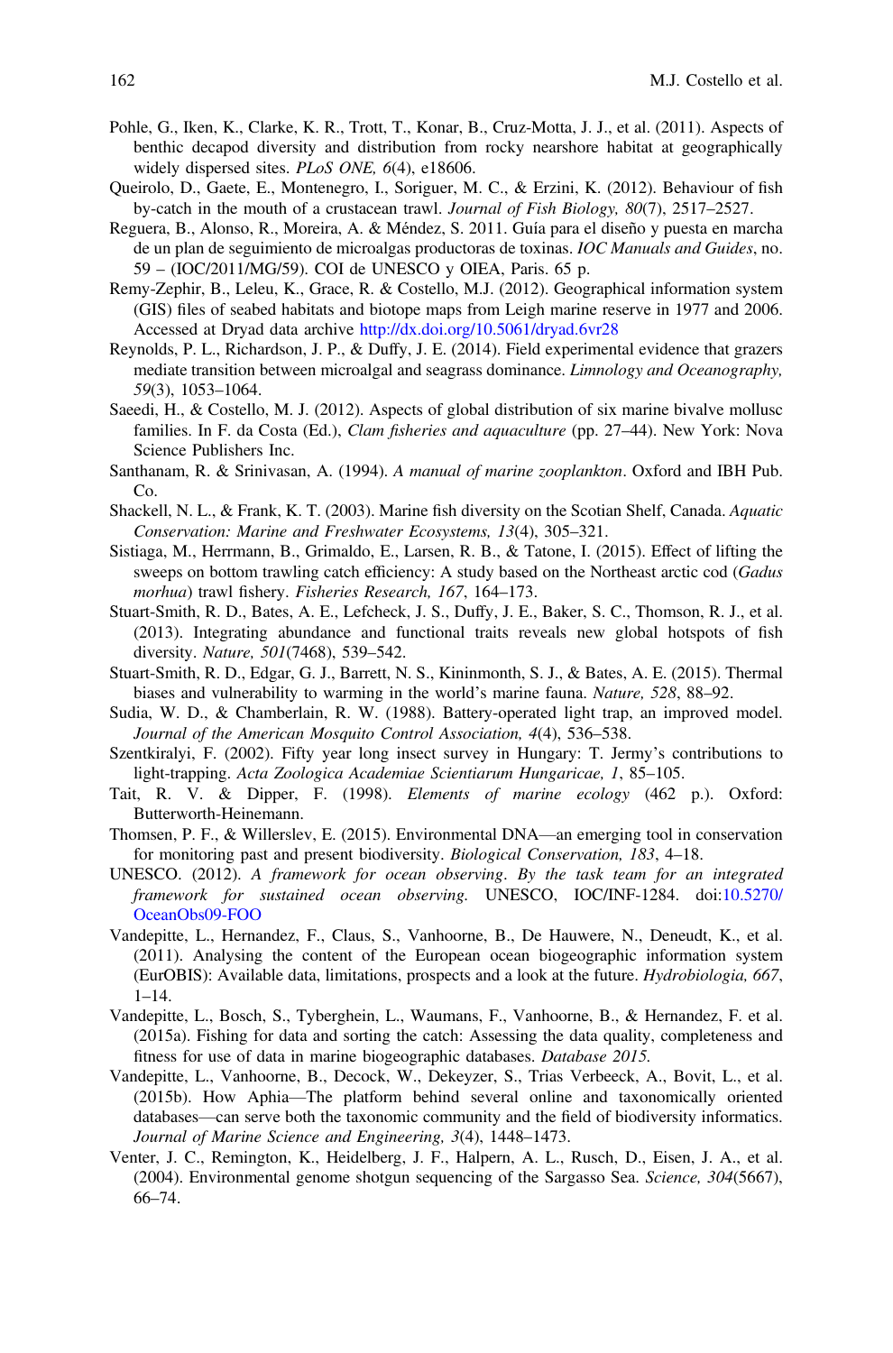Pohle, G., Iken, K., Clarke, K. R., Trott, T., Konar, B., Cruz-Motta, J. J., et al. (2011). Aspects of benthic decapod diversity and distribution from rocky nearshore habitat at geographically widely dispersed sites. *PLoS ONE, 6*(4), e18606.

Queirolo, D., Gaete, E., Montenegro, I., Soriguer, M. C., & Erzini, K. (2012). Behaviour of fish by-catch in the mouth of a crustacean trawl. *Journal of Fish Biology, 80*(7), 2517–2527.

Reguera, B., Alonso, R., Moreira, A. & Méndez, S. 2011. Guía para el diseño y puesta en marcha de un plan de seguimiento de microalgas productoras de toxinas. *IOC Manuals and Guides*, no. 59 – (IOC/2011/MG/59). COI de UNESCO y OIEA, Paris. 65 p.

Remy-Zephir, B., Leleu, K., Grace, R. & Costello, M.J. (2012). Geographical information system (GIS) files of seabed habitats and biotope maps from Leigh marine reserve in 1977 and 2006. Accessed at Dryad data archive http://dx.doi.org/10.5061/dryad.6vr28

Reynolds, P. L., Richardson, J. P., & Duffy, J. E. (2014). Field experimental evidence that grazers mediate transition between microalgal and seagrass dominance. *Limnology and Oceanography, 59*(3), 1053–1064.

Saeedi, H., & Costello, M. J. (2012). Aspects of global distribution of six marine bivalve mollusc families. In F. da Costa (Ed.), *Clam fisheries and aquaculture* (pp. 27–44). New York: Nova Science Publishers Inc.

Santhanam, R. & Srinivasan, A. (1994). *A manual of marine zooplankton*. Oxford and IBH Pub. Co.

Shackell, N. L., & Frank, K. T. (2003). Marine fish diversity on the Scotian Shelf, Canada. *Aquatic Conservation: Marine and Freshwater Ecosystems, 13*(4), 305–321.

Sistiaga, M., Herrmann, B., Grimaldo, E., Larsen, R. B., & Tatone, I. (2015). Effect of lifting the sweeps on bottom trawling catch efficiency: A study based on the Northeast arctic cod (*Gadus morhua*) trawl fishery. *Fisheries Research, 167*, 164–173.

Stuart-Smith, R. D., Bates, A. E., Lefcheck, J. S., Duffy, J. E., Baker, S. C., Thomson, R. J., et al. (2013). Integrating abundance and functional traits reveals new global hotspots of fish diversity. *Nature, 501*(7468), 539–542.

Stuart-Smith, R. D., Edgar, G. J., Barrett, N. S., Kininmonth, S. J., & Bates, A. E. (2015). Thermal biases and vulnerability to warming in the world's marine fauna. *Nature, 528*, 88–92.

Sudia, W. D., & Chamberlain, R. W. (1988). Battery-operated light trap, an improved model. *Journal of the American Mosquito Control Association, 4*(4), 536–538.

Szentkiralyi, F. (2002). Fifty year long insect survey in Hungary: T. Jermy's contributions to light-trapping. *Acta Zoologica Academiae Scientiarum Hungaricae, 1*, 85–105.

Tait, R. V. & Dipper, F. (1998). *Elements of marine ecology* (462 p.). Oxford: Butterworth-Heinemann.

Thomsen, P. F., & Willerslev, E. (2015). Environmental DNA—an emerging tool in conservation for monitoring past and present biodiversity. *Biological Conservation, 183*, 4–18.

UNESCO. (2012). *A framework for ocean observing. By the task team for an integrated framework for sustained ocean observing.* UNESCO, IOC/INF-1284. doi:10.5270/OceanObs09-FOO

Vandepitte, L., Hernandez, F., Claus, S., Vanhoorne, B., De Hauwere, N., Deneudt, K., et al. (2011). Analysing the content of the European ocean biogeographic information system (EurOBIS): Available data, limitations, prospects and a look at the future. *Hydrobiologia, 667*, 1–14.

Vandepitte, L., Bosch, S., Tyberghein, L., Waumans, F., Vanhoorne, B., & Hernandez, F. et al. (2015a). Fishing for data and sorting the catch: Assessing the data quality, completeness and fitness for use of data in marine biogeographic databases. *Database 2015.*

Vandepitte, L., Vanhoorne, B., Decock, W., Dekeyzer, S., Trias Verbeeck, A., Bovit, L., et al. (2015b). How Aphia—The platform behind several online and taxonomically oriented databases—can serve both the taxonomic community and the field of biodiversity informatics. *Journal of Marine Science and Engineering, 3*(4), 1448–1473.

Venter, J. C., Remington, K., Heidelberg, J. F., Halpern, A. L., Rusch, D., Eisen, J. A., et al. (2004). Environmental genome shotgun sequencing of the Sargasso Sea. *Science, 304*(5667), 66–74.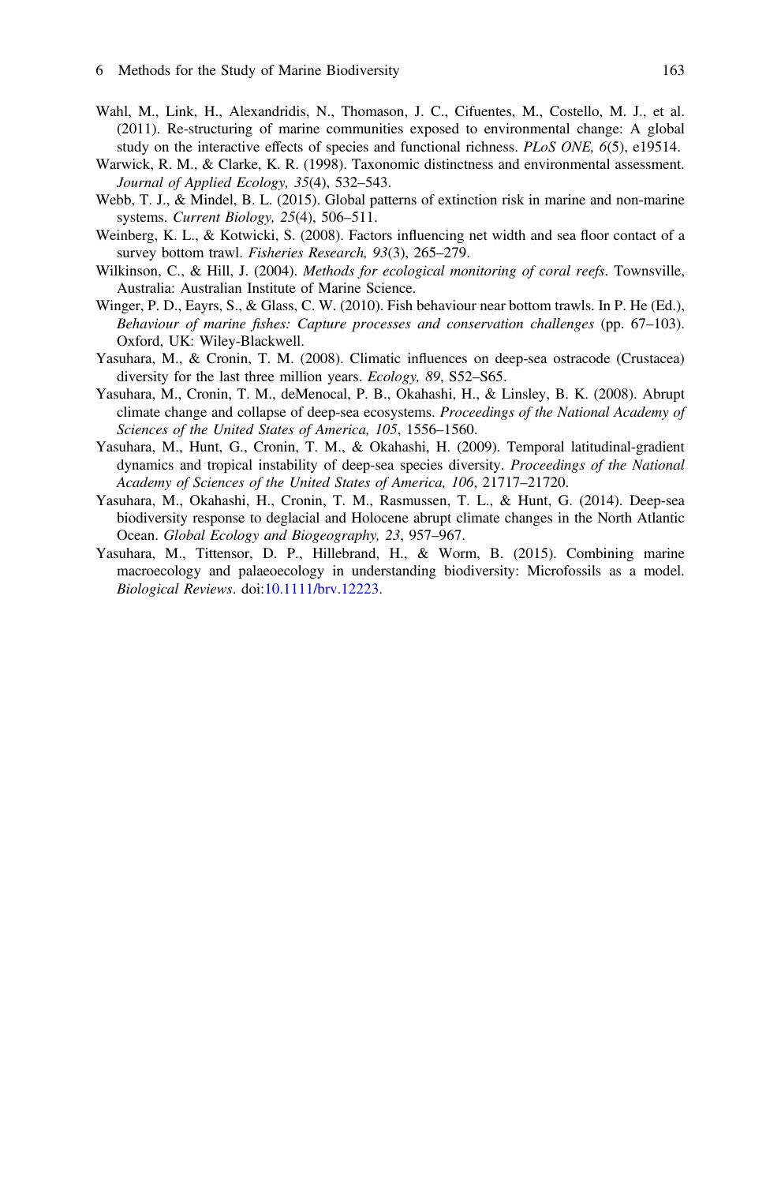Wahl, M., Link, H., Alexandridis, N., Thomason, J. C., Cifuentes, M., Costello, M. J., et al. (2011). Re-structuring of marine communities exposed to environmental change: A global study on the interactive effects of species and functional richness. *PLoS ONE, 6*(5), e19514.

Warwick, R. M., & Clarke, K. R. (1998). Taxonomic distinctness and environmental assessment. *Journal of Applied Ecology, 35*(4), 532–543.

Webb, T. J., & Mindel, B. L. (2015). Global patterns of extinction risk in marine and non-marine systems. *Current Biology, 25*(4), 506–511.

Weinberg, K. L., & Kotwicki, S. (2008). Factors influencing net width and sea floor contact of a survey bottom trawl. *Fisheries Research, 93*(3), 265–279.

Wilkinson, C., & Hill, J. (2004). *Methods for ecological monitoring of coral reefs*. Townsville, Australia: Australian Institute of Marine Science.

Winger, P. D., Eayrs, S., & Glass, C. W. (2010). Fish behaviour near bottom trawls. In P. He (Ed.), *Behaviour of marine fishes: Capture processes and conservation challenges* (pp. 67–103). Oxford, UK: Wiley-Blackwell.

Yasuhara, M., & Cronin, T. M. (2008). Climatic influences on deep-sea ostracode (Crustacea) diversity for the last three million years. *Ecology, 89*, S52–S65.

Yasuhara, M., Cronin, T. M., deMenocal, P. B., Okahashi, H., & Linsley, B. K. (2008). Abrupt climate change and collapse of deep-sea ecosystems. *Proceedings of the National Academy of Sciences of the United States of America, 105*, 1556–1560.

Yasuhara, M., Hunt, G., Cronin, T. M., & Okahashi, H. (2009). Temporal latitudinal-gradient dynamics and tropical instability of deep-sea species diversity. *Proceedings of the National Academy of Sciences of the United States of America, 106*, 21717–21720.

Yasuhara, M., Okahashi, H., Cronin, T. M., Rasmussen, T. L., & Hunt, G. (2014). Deep-sea biodiversity response to deglacial and Holocene abrupt climate changes in the North Atlantic Ocean. *Global Ecology and Biogeography, 23*, 957–967.

Yasuhara, M., Tittensor, D. P., Hillebrand, H., & Worm, B. (2015). Combining marine macroecology and palaeoecology in understanding biodiversity: Microfossils as a model. *Biological Reviews*. doi:10.1111/brv.12223.